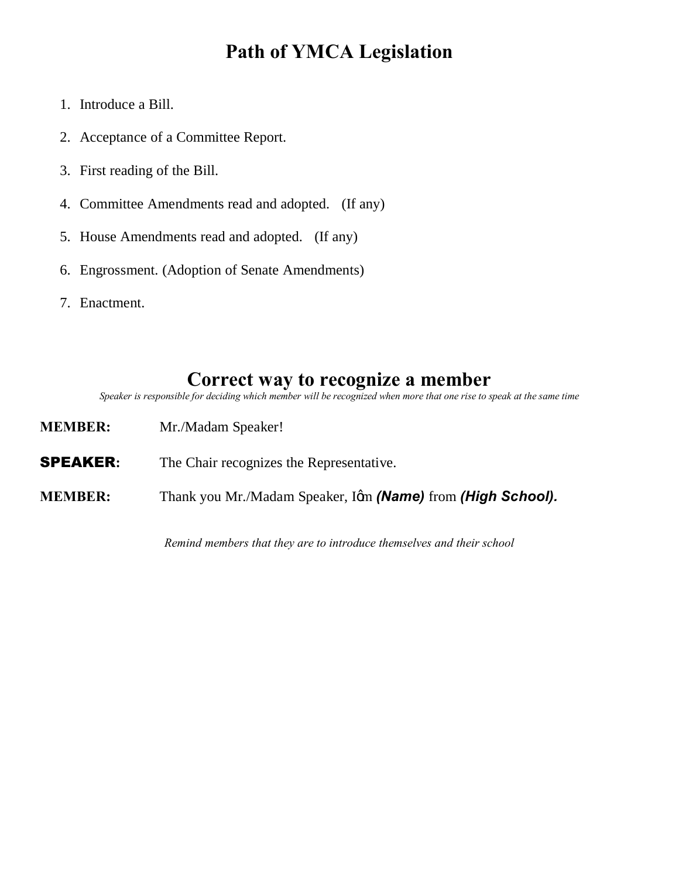# Path of YMCA Legislation

1. Introduce a Bill.
2. Acceptance of a Committee Report.
3. First reading of the Bill.
4. Committee Amendments read and adopted. (If any)
5. House Amendments read and adopted. (If any)
6. Engrossment. (Adoption of Senate Amendments)
7. Enactment.

## Correct way to recognize a member

*Speaker is responsible for deciding which member will be recognized when more that one rise to speak at the same time*

**MEMBER:** Mr./Madam Speaker!

**SPEAKER:** The Chair recognizes the Representative.

**MEMBER:** Thank you Mr./Madam Speaker, I'm ***(Name)*** from ***(High School).***

*Remind members that they are to introduce themselves and their school*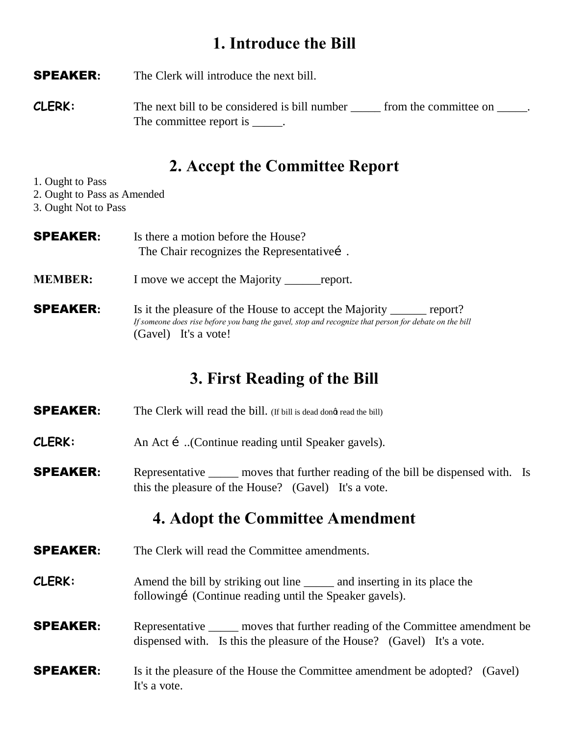## 1. Introduce the Bill

**SPEAKER:** The Clerk will introduce the next bill.

**CLERK:** The next bill to be considered is bill number _____ from the committee on _____. The committee report is _____.

## 2. Accept the Committee Report

1. Ought to Pass
2. Ought to Pass as Amended
3. Ought Not to Pass

**SPEAKER:** Is there a motion before the House?
The Chair recognizes the Representativeé .

**MEMBER:** I move we accept the Majority ______report.

**SPEAKER:** Is it the pleasure of the House to accept the Majority ______ report?
*If someone does rise before you bang the gavel, stop and recognize that person for debate on the bill*
(Gavel) It's a vote!

## 3. First Reading of the Bill

**SPEAKER:** The Clerk will read the bill. (If bill is dead donǿt read the bill)

**CLERK:** An Act é ..(Continue reading until Speaker gavels).

**SPEAKER:** Representative _____ moves that further reading of the bill be dispensed with. Is this the pleasure of the House? (Gavel) It's a vote.

## 4. Adopt the Committee Amendment

**SPEAKER:** The Clerk will read the Committee amendments.

**CLERK:** Amend the bill by striking out line _____ and inserting in its place the followingé (Continue reading until the Speaker gavels).

**SPEAKER:** Representative _____ moves that further reading of the Committee amendment be dispensed with. Is this the pleasure of the House? (Gavel) It's a vote.

**SPEAKER:** Is it the pleasure of the House the Committee amendment be adopted? (Gavel) It's a vote.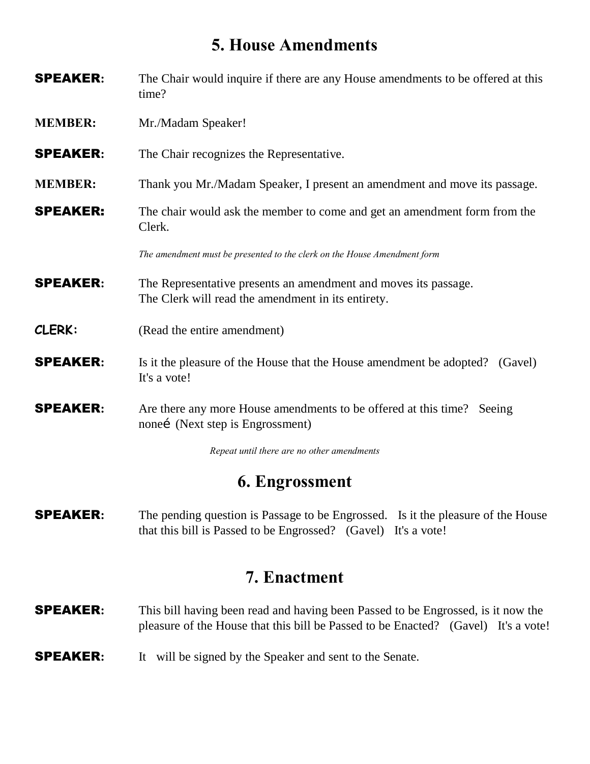## 5. House Amendments

**SPEAKER:** The Chair would inquire if there are any House amendments to be offered at this time?

**MEMBER:** Mr./Madam Speaker!

**SPEAKER:** The Chair recognizes the Representative.

**MEMBER:** Thank you Mr./Madam Speaker, I present an amendment and move its passage.

**SPEAKER:** The chair would ask the member to come and get an amendment form from the Clerk.

*The amendment must be presented to the clerk on the House Amendment form*

**SPEAKER:** The Representative presents an amendment and moves its passage.
The Clerk will read the amendment in its entirety.

**CLERK:** (Read the entire amendment)

**SPEAKER:** Is it the pleasure of the House that the House amendment be adopted? (Gavel) It's a vote!

**SPEAKER:** Are there any more House amendments to be offered at this time? Seeing noneé (Next step is Engrossment)

*Repeat until there are no other amendments*

## 6. Engrossment

**SPEAKER:** The pending question is Passage to be Engrossed. Is it the pleasure of the House that this bill is Passed to be Engrossed? (Gavel) It's a vote!

## 7. Enactment

**SPEAKER:** This bill having been read and having been Passed to be Engrossed, is it now the pleasure of the House that this bill be Passed to be Enacted? (Gavel) It's a vote!

**SPEAKER:** It will be signed by the Speaker and sent to the Senate.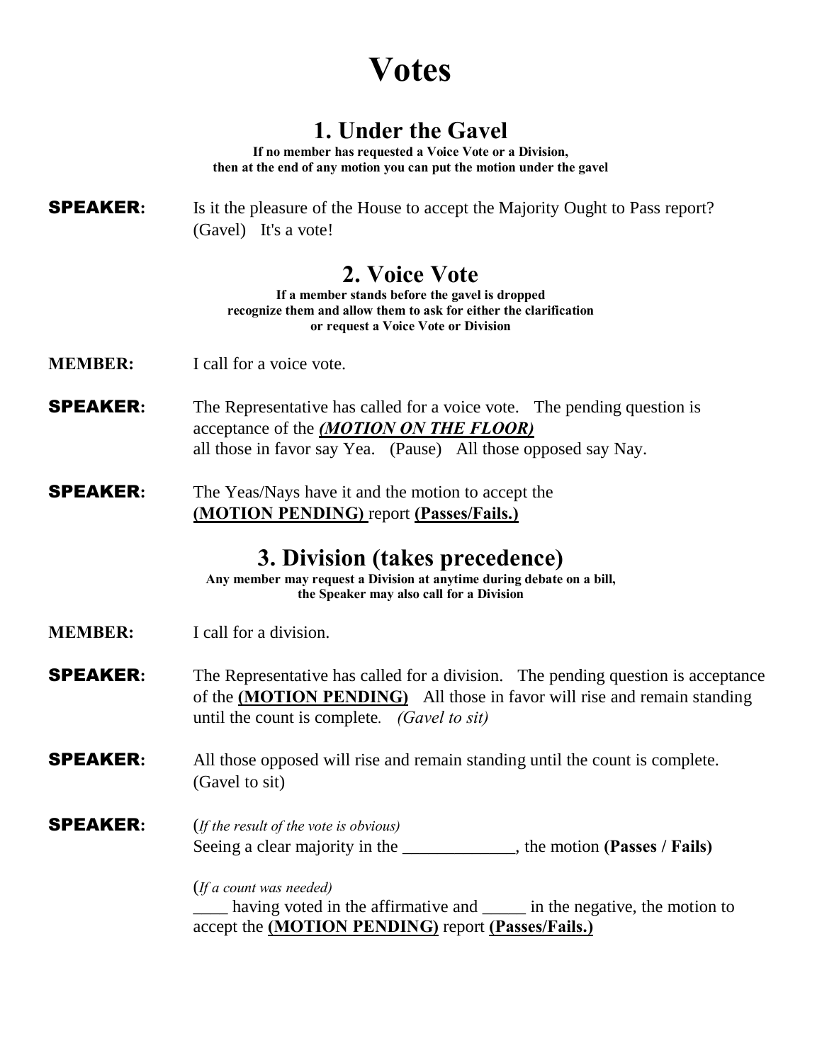# Votes

## 1. Under the Gavel

**If no member has requested a Voice Vote or a Division, then at the end of any motion you can put the motion under the gavel**

**SPEAKER:** Is it the pleasure of the House to accept the Majority Ought to Pass report? (Gavel) It's a vote!

## 2. Voice Vote

**If a member stands before the gavel is dropped recognize them and allow them to ask for either the clarification or request a Voice Vote or Division**

**MEMBER:** I call for a voice vote.

**SPEAKER:** The Representative has called for a voice vote. The pending question is acceptance of the ***(MOTION ON THE FLOOR)*** all those in favor say Yea. (Pause) All those opposed say Nay.

**SPEAKER:** The Yeas/Nays have it and the motion to accept the **(MOTION PENDING)** report **(Passes/Fails.)**

## 3. Division (takes precedence)

**Any member may request a Division at anytime during debate on a bill, the Speaker may also call for a Division**

**MEMBER:** I call for a division.

**SPEAKER:** The Representative has called for a division. The pending question is acceptance of the **(MOTION PENDING)** All those in favor will rise and remain standing until the count is complete. *(Gavel to sit)*

**SPEAKER:** All those opposed will rise and remain standing until the count is complete. (Gavel to sit)

**SPEAKER:** (*If the result of the vote is obvious)*
Seeing a clear majority in the _____________, the motion **(Passes / Fails)**

(*If a count was needed)*
____ having voted in the affirmative and _____ in the negative, the motion to accept the **(MOTION PENDING)** report **(Passes/Fails.)**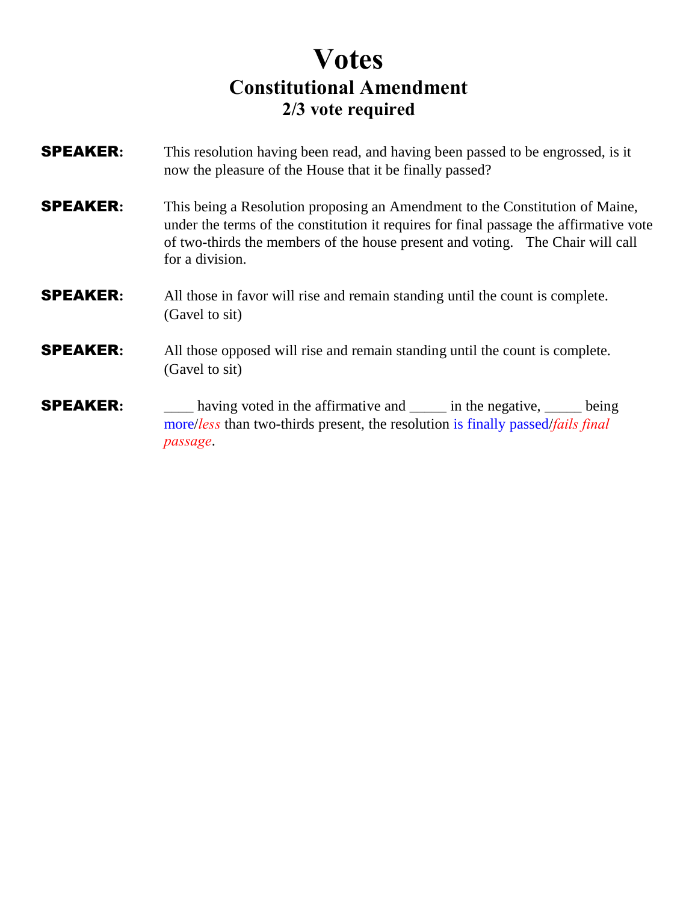# Votes

## Constitutional Amendment

### 2/3 vote required

**SPEAKER:** This resolution having been read, and having been passed to be engrossed, is it now the pleasure of the House that it be finally passed?

**SPEAKER:** This being a Resolution proposing an Amendment to the Constitution of Maine, under the terms of the constitution it requires for final passage the affirmative vote of two-thirds the members of the house present and voting.   The Chair will call for a division.

**SPEAKER:** All those in favor will rise and remain standing until the count is complete. (Gavel to sit)

**SPEAKER:** All those opposed will rise and remain standing until the count is complete. (Gavel to sit)

**SPEAKER:** ____ having voted in the affirmative and _____ in the negative, _____ being more/*less* than two-thirds present, the resolution is finally passed/*fails final passage*.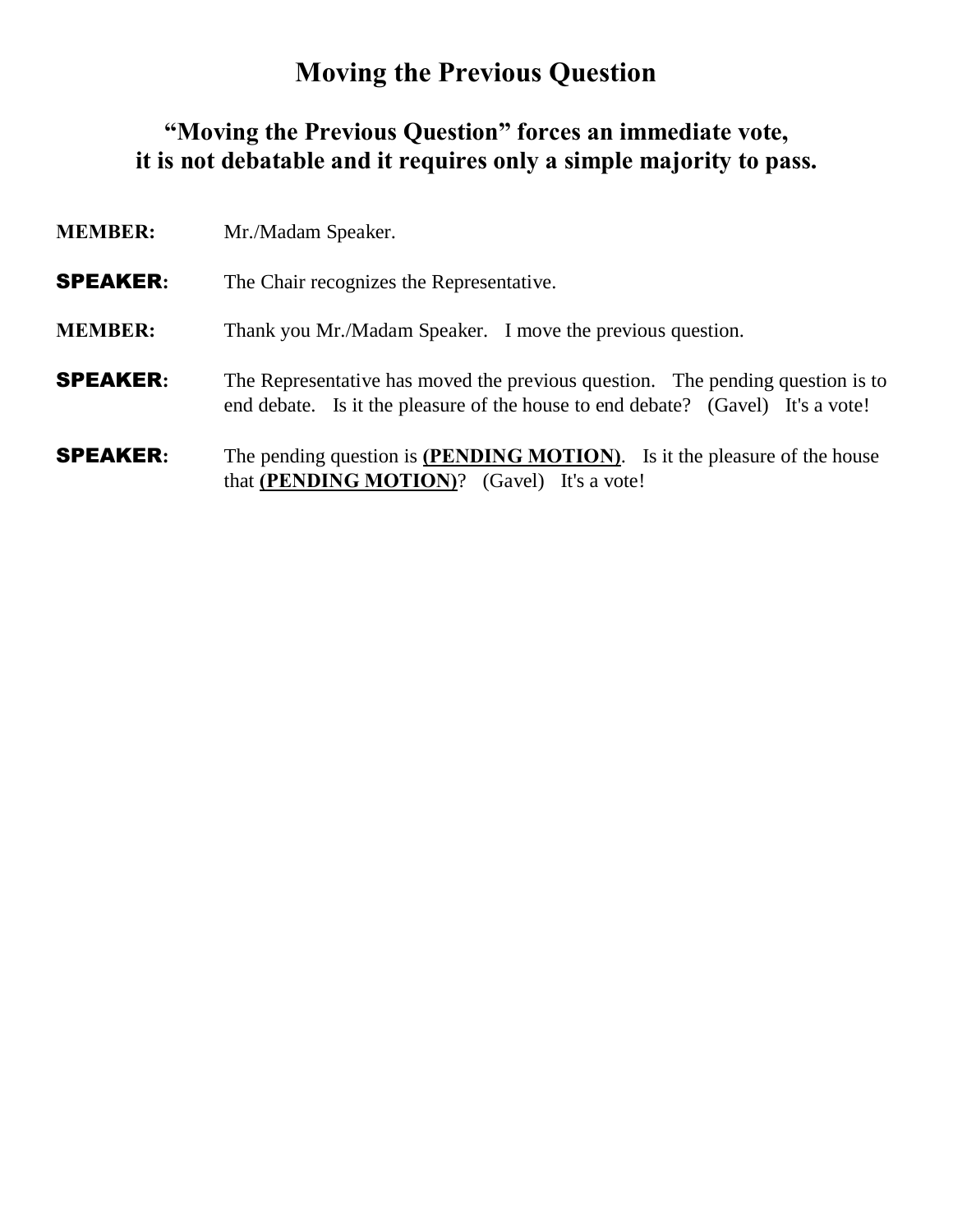# Moving the Previous Question

## "Moving the Previous Question" forces an immediate vote, it is not debatable and it requires only a simple majority to pass.

**MEMBER:** Mr./Madam Speaker.

**SPEAKER:** The Chair recognizes the Representative.

**MEMBER:** Thank you Mr./Madam Speaker. I move the previous question.

**SPEAKER:** The Representative has moved the previous question. The pending question is to end debate. Is it the pleasure of the house to end debate? (Gavel) It's a vote!

**SPEAKER:** The pending question is **(PENDING MOTION)**. Is it the pleasure of the house that **(PENDING MOTION)**? (Gavel) It's a vote!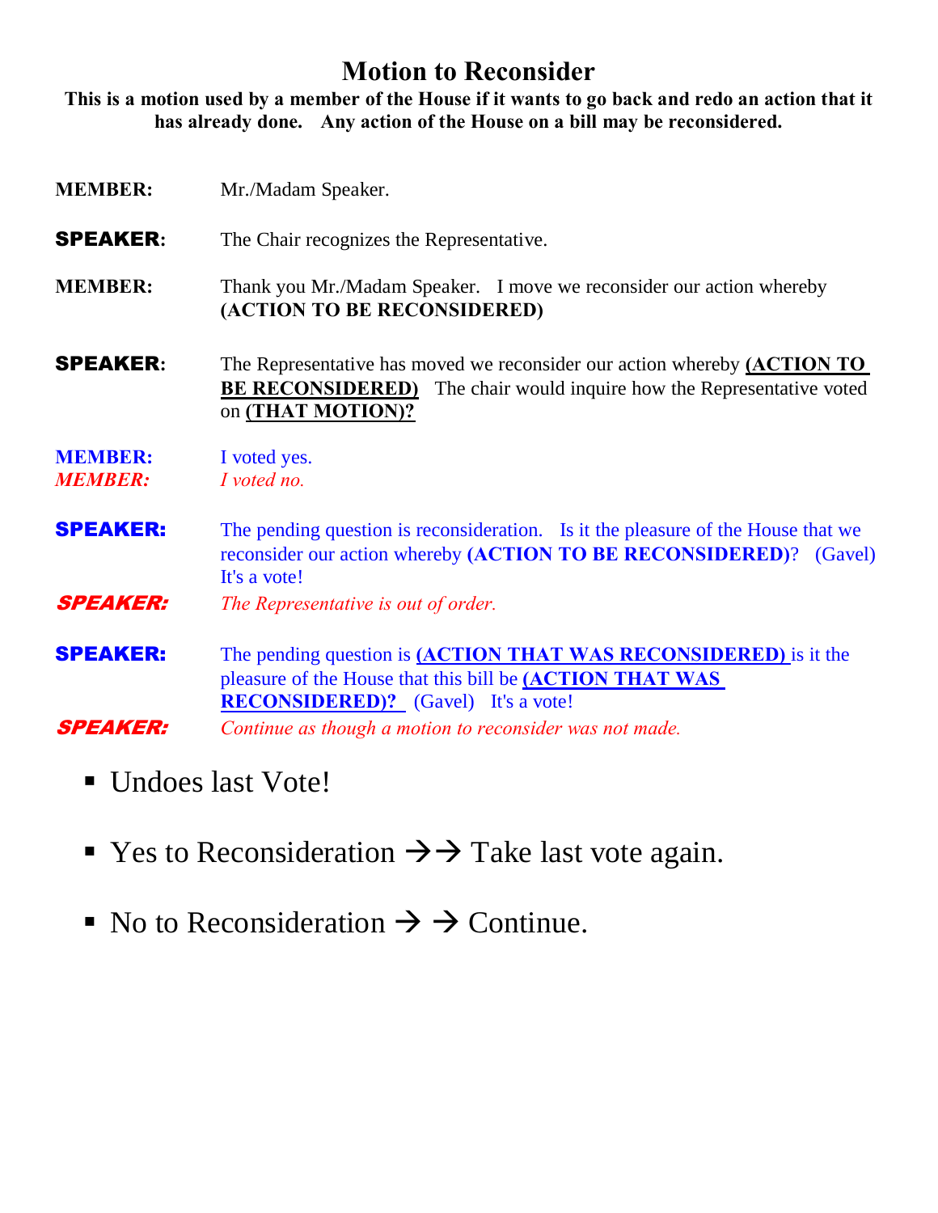# Motion to Reconsider

**This is a motion used by a member of the House if it wants to go back and redo an action that it has already done. Any action of the House on a bill may be reconsidered.**

**MEMBER:** Mr./Madam Speaker.

**SPEAKER:** The Chair recognizes the Representative.

**MEMBER:** Thank you Mr./Madam Speaker. I move we reconsider our action whereby **(ACTION TO BE RECONSIDERED)**

**SPEAKER:** The Representative has moved we reconsider our action whereby **(ACTION TO BE RECONSIDERED)** The chair would inquire how the Representative voted on **(THAT MOTION)?**

**MEMBER:** I voted yes.
***MEMBER:*** *I voted no.*

**SPEAKER:** The pending question is reconsideration. Is it the pleasure of the House that we reconsider our action whereby **(ACTION TO BE RECONSIDERED)**? (Gavel) It's a vote!
***SPEAKER:*** *The Representative is out of order.*

**SPEAKER:** The pending question is **(ACTION THAT WAS RECONSIDERED)** is it the pleasure of the House that this bill be **(ACTION THAT WAS RECONSIDERED)?** (Gavel) It's a vote!
***SPEAKER:*** *Continue as though a motion to reconsider was not made.*

- Undoes last Vote!
- Yes to Reconsideration →→ Take last vote again.
- No to Reconsideration → → Continue.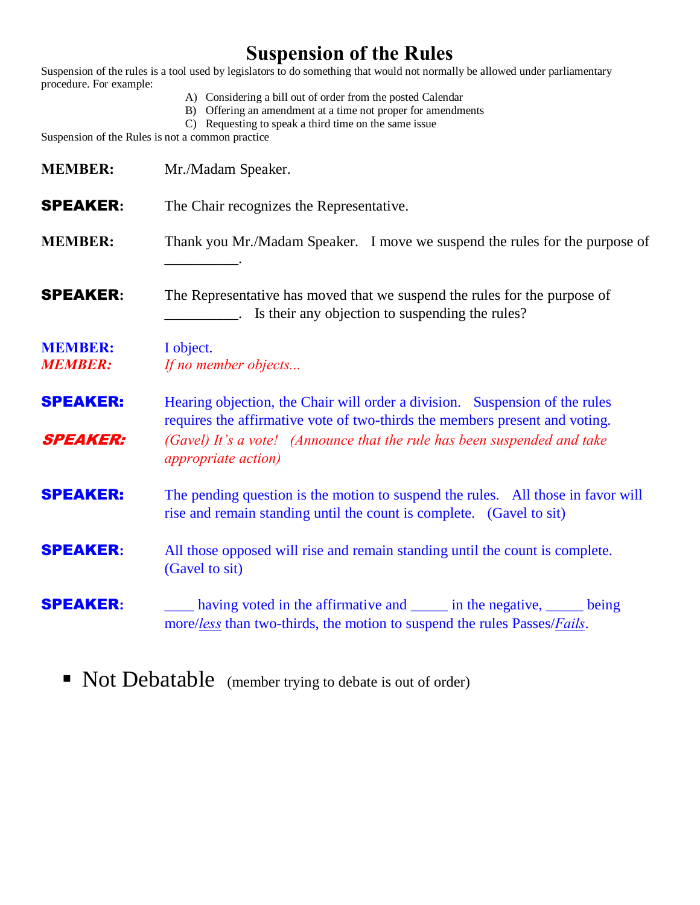# Suspension of the Rules

Suspension of the rules is a tool used by legislators to do something that would not normally be allowed under parliamentary procedure. For example:

A) Considering a bill out of order from the posted Calendar
B) Offering an amendment at a time not proper for amendments
C) Requesting to speak a third time on the same issue

Suspension of the Rules is not a common practice

**MEMBER:** Mr./Madam Speaker.

**SPEAKER:** The Chair recognizes the Representative.

**MEMBER:** Thank you Mr./Madam Speaker. I move we suspend the rules for the purpose of __________.

**SPEAKER:** The Representative has moved that we suspend the rules for the purpose of __________. Is their any objection to suspending the rules?

**MEMBER:** I object.
***MEMBER:*** *If no member objects...*

**SPEAKER:** Hearing objection, the Chair will order a division. Suspension of the rules requires the affirmative vote of two-thirds the members present and voting.

***SPEAKER:*** *(Gavel) It's a vote! (Announce that the rule has been suspended and take appropriate action)*

**SPEAKER:** The pending question is the motion to suspend the rules. All those in favor will rise and remain standing until the count is complete. (Gavel to sit)

**SPEAKER:** All those opposed will rise and remain standing until the count is complete. (Gavel to sit)

**SPEAKER:** ____ having voted in the affirmative and _____ in the negative, _____ being more/*less* than two-thirds, the motion to suspend the rules Passes/*Fails*.

- Not Debatable (member trying to debate is out of order)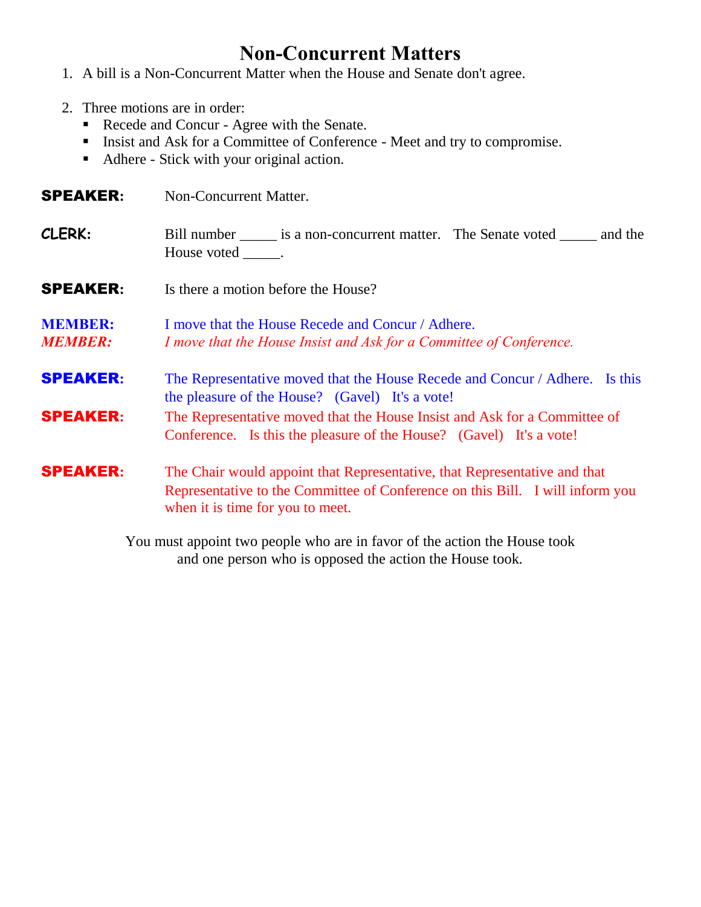# Non-Concurrent Matters

1. A bill is a Non-Concurrent Matter when the House and Senate don't agree.

2. Three motions are in order:
   - Recede and Concur - Agree with the Senate.
   - Insist and Ask for a Committee of Conference - Meet and try to compromise.
   - Adhere - Stick with your original action.

**SPEAKER:** Non-Concurrent Matter.

**CLERK:** Bill number _____ is a non-concurrent matter. The Senate voted _____ and the House voted _____.

**SPEAKER:** Is there a motion before the House?

**MEMBER:** I move that the House Recede and Concur / Adhere.

***MEMBER:*** *I move that the House Insist and Ask for a Committee of Conference.*

**SPEAKER:** The Representative moved that the House Recede and Concur / Adhere. Is this the pleasure of the House? (Gavel) It's a vote!

**SPEAKER:** The Representative moved that the House Insist and Ask for a Committee of Conference. Is this the pleasure of the House? (Gavel) It's a vote!

**SPEAKER:** The Chair would appoint that Representative, that Representative and that Representative to the Committee of Conference on this Bill. I will inform you when it is time for you to meet.

You must appoint two people who are in favor of the action the House took and one person who is opposed the action the House took.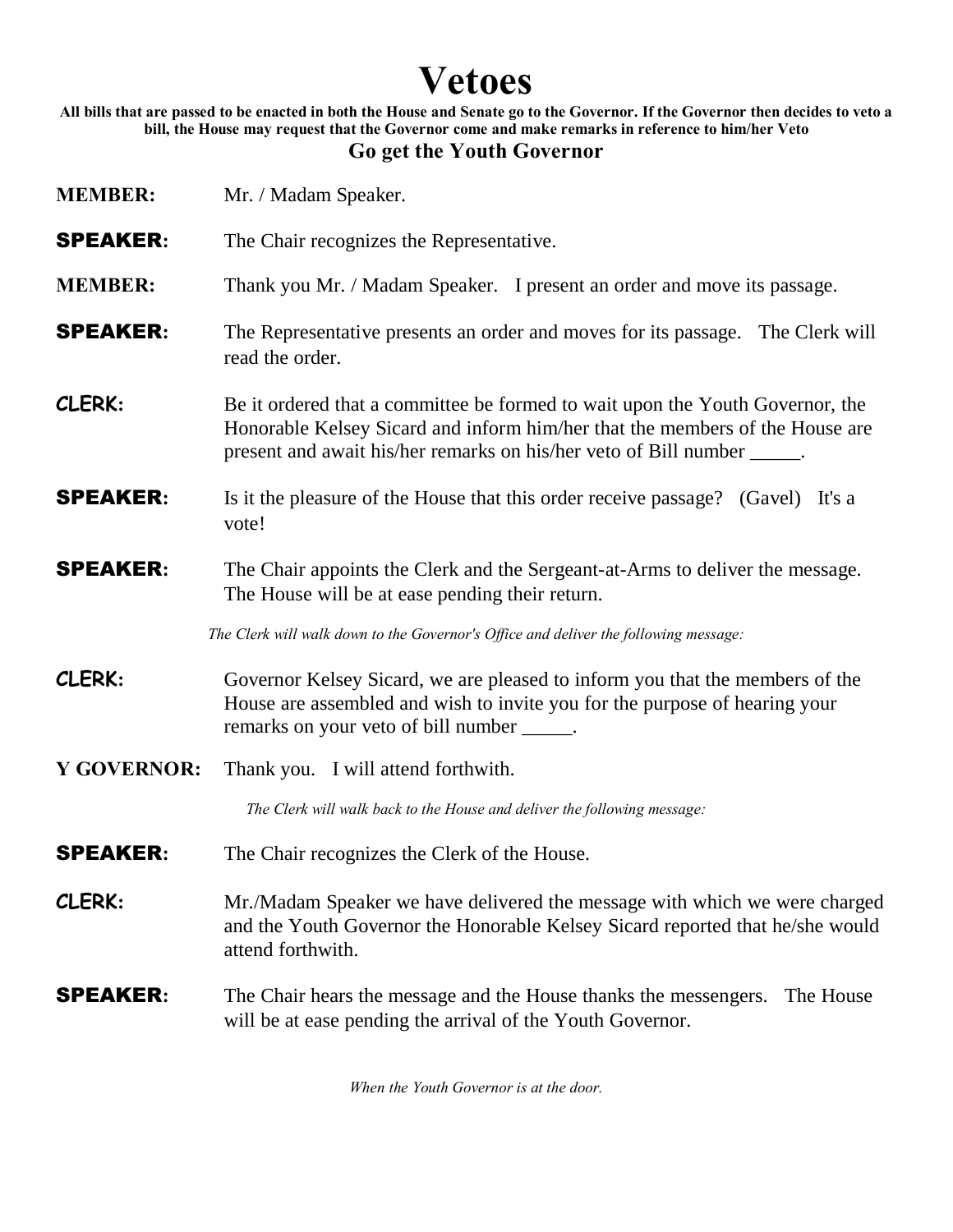# Vetoes

**All bills that are passed to be enacted in both the House and Senate go to the Governor. If the Governor then decides to veto a bill, the House may request that the Governor come and make remarks in reference to him/her Veto**

**Go get the Youth Governor**

**MEMBER:** Mr. / Madam Speaker.

**SPEAKER:** The Chair recognizes the Representative.

**MEMBER:** Thank you Mr. / Madam Speaker. I present an order and move its passage.

**SPEAKER:** The Representative presents an order and moves for its passage. The Clerk will read the order.

**CLERK:** Be it ordered that a committee be formed to wait upon the Youth Governor, the Honorable Kelsey Sicard and inform him/her that the members of the House are present and await his/her remarks on his/her veto of Bill number _____.

**SPEAKER:** Is it the pleasure of the House that this order receive passage? (Gavel) It's a vote!

**SPEAKER:** The Chair appoints the Clerk and the Sergeant-at-Arms to deliver the message. The House will be at ease pending their return.

*The Clerk will walk down to the Governor's Office and deliver the following message:*

**CLERK:** Governor Kelsey Sicard, we are pleased to inform you that the members of the House are assembled and wish to invite you for the purpose of hearing your remarks on your veto of bill number _____.

**Y GOVERNOR:** Thank you. I will attend forthwith.

*The Clerk will walk back to the House and deliver the following message:*

**SPEAKER:** The Chair recognizes the Clerk of the House.

**CLERK:** Mr./Madam Speaker we have delivered the message with which we were charged and the Youth Governor the Honorable Kelsey Sicard reported that he/she would attend forthwith.

**SPEAKER:** The Chair hears the message and the House thanks the messengers. The House will be at ease pending the arrival of the Youth Governor.

*When the Youth Governor is at the door.*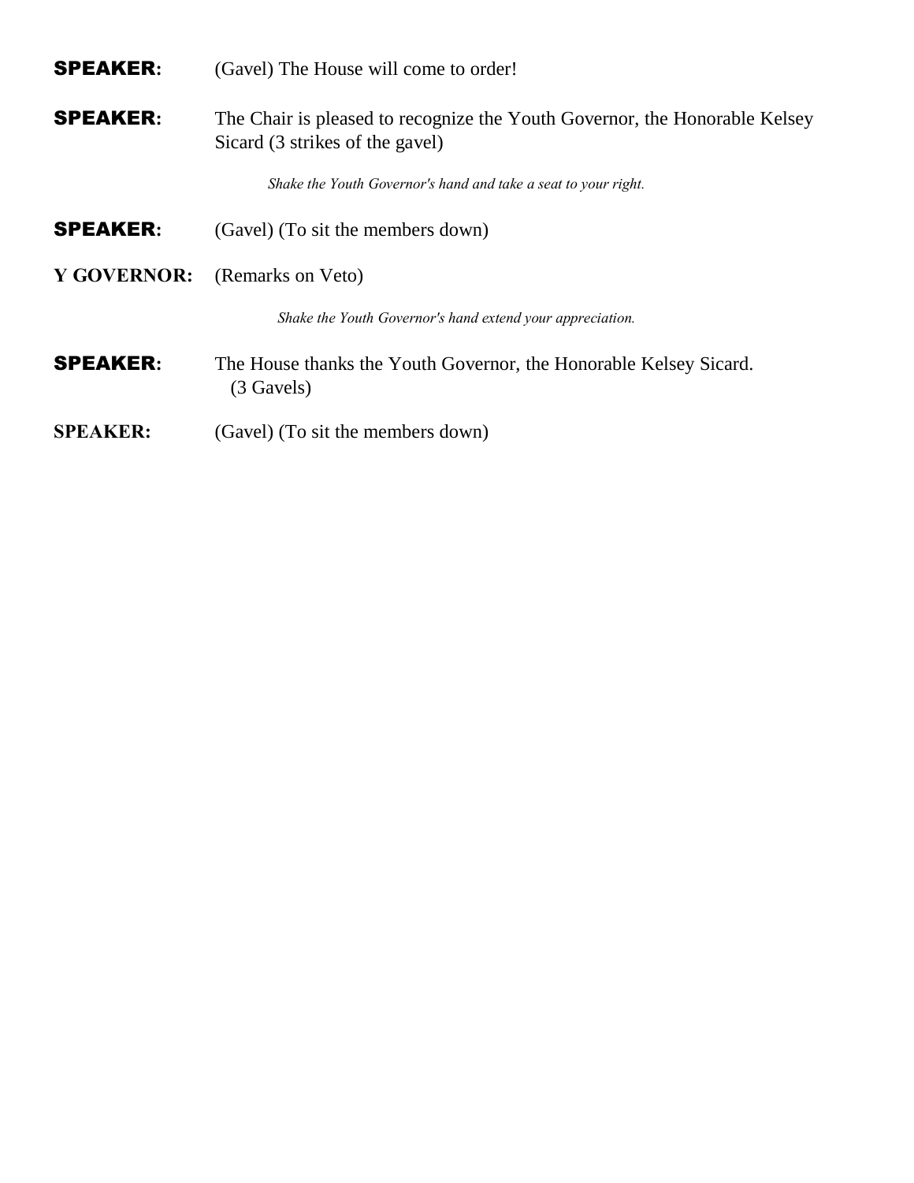**SPEAKER:** (Gavel) The House will come to order!

**SPEAKER:** The Chair is pleased to recognize the Youth Governor, the Honorable Kelsey Sicard (3 strikes of the gavel)

*Shake the Youth Governor's hand and take a seat to your right.*

**SPEAKER:** (Gavel) (To sit the members down)

**Y GOVERNOR:** (Remarks on Veto)

*Shake the Youth Governor's hand extend your appreciation.*

**SPEAKER:** The House thanks the Youth Governor, the Honorable Kelsey Sicard. (3 Gavels)

**SPEAKER:** (Gavel) (To sit the members down)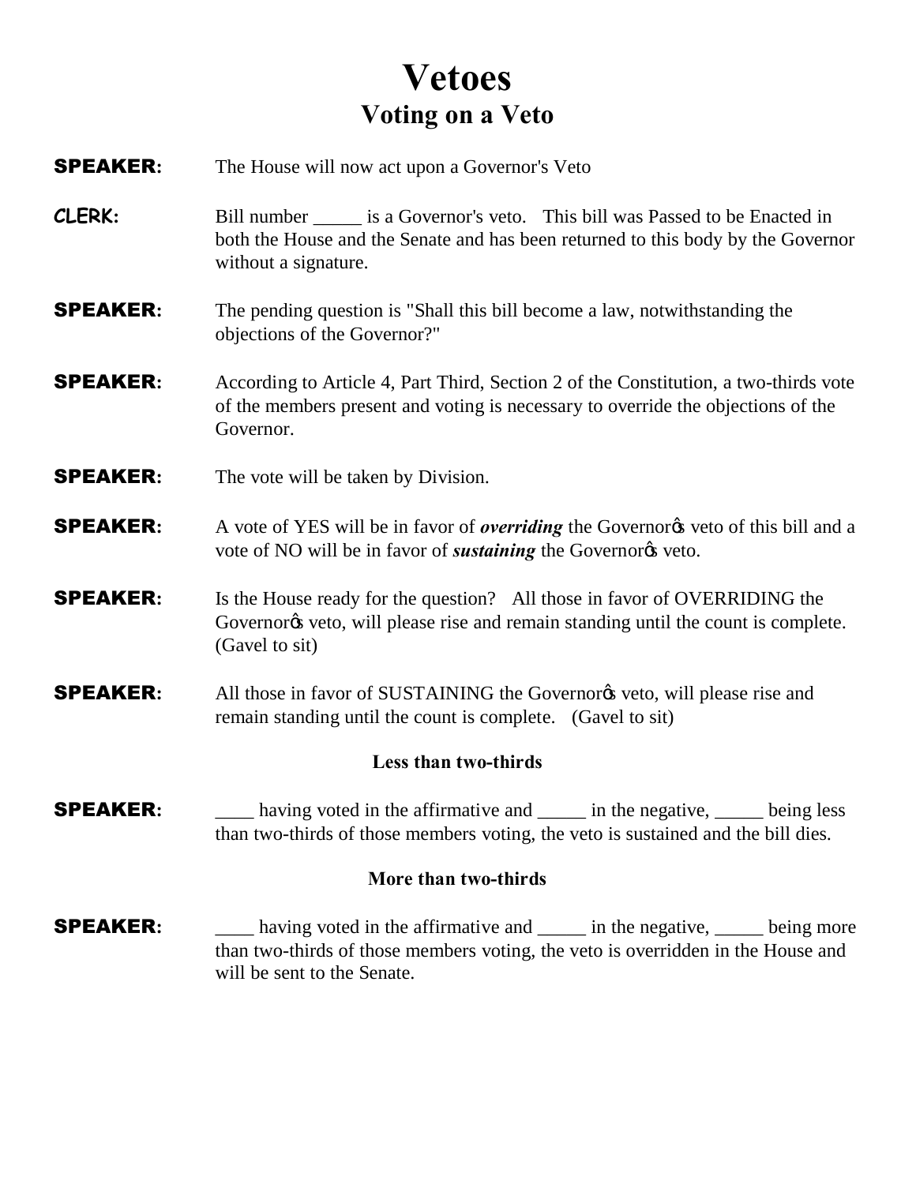# Vetoes

## Voting on a Veto

**SPEAKER:** The House will now act upon a Governor's Veto

**CLERK:** Bill number _____ is a Governor's veto. This bill was Passed to be Enacted in both the House and the Senate and has been returned to this body by the Governor without a signature.

**SPEAKER:** The pending question is "Shall this bill become a law, notwithstanding the objections of the Governor?"

**SPEAKER:** According to Article 4, Part Third, Section 2 of the Constitution, a two-thirds vote of the members present and voting is necessary to override the objections of the Governor.

**SPEAKER:** The vote will be taken by Division.

**SPEAKER:** A vote of YES will be in favor of ***overriding*** the Governor's veto of this bill and a vote of NO will be in favor of ***sustaining*** the Governor's veto.

**SPEAKER:** Is the House ready for the question? All those in favor of OVERRIDING the Governor's veto, will please rise and remain standing until the count is complete. (Gavel to sit)

**SPEAKER:** All those in favor of SUSTAINING the Governor's veto, will please rise and remain standing until the count is complete. (Gavel to sit)

**Less than two-thirds**

**SPEAKER:** ____ having voted in the affirmative and _____ in the negative, _____ being less than two-thirds of those members voting, the veto is sustained and the bill dies.

**More than two-thirds**

**SPEAKER:** ____ having voted in the affirmative and _____ in the negative, _____ being more than two-thirds of those members voting, the veto is overridden in the House and will be sent to the Senate.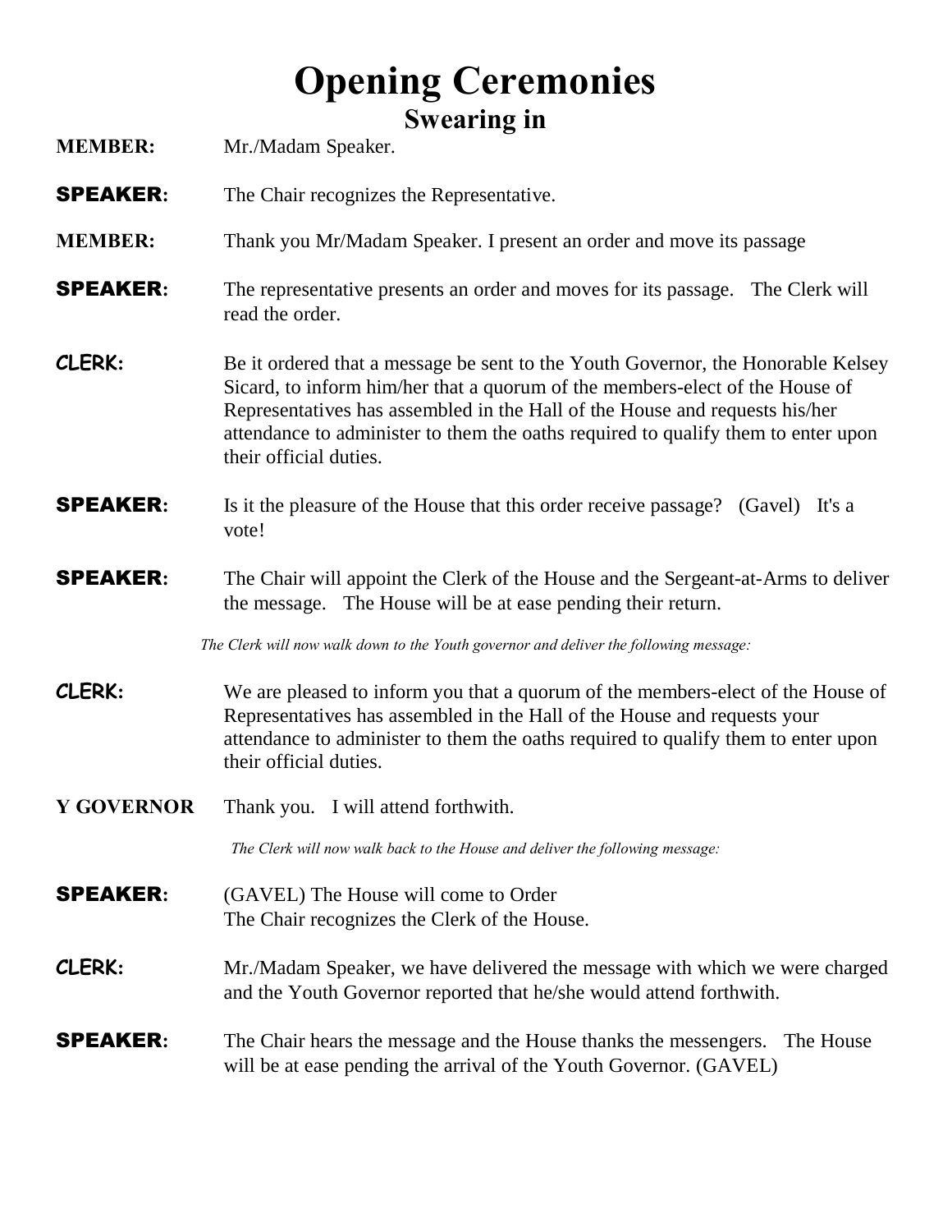# Opening Ceremonies

## Swearing in

**MEMBER:** Mr./Madam Speaker.

**SPEAKER:** The Chair recognizes the Representative.

**MEMBER:** Thank you Mr/Madam Speaker. I present an order and move its passage

**SPEAKER:** The representative presents an order and moves for its passage. The Clerk will read the order.

**CLERK:** Be it ordered that a message be sent to the Youth Governor, the Honorable Kelsey Sicard, to inform him/her that a quorum of the members-elect of the House of Representatives has assembled in the Hall of the House and requests his/her attendance to administer to them the oaths required to qualify them to enter upon their official duties.

**SPEAKER:** Is it the pleasure of the House that this order receive passage? (Gavel) It's a vote!

**SPEAKER:** The Chair will appoint the Clerk of the House and the Sergeant-at-Arms to deliver the message. The House will be at ease pending their return.

*The Clerk will now walk down to the Youth governor and deliver the following message:*

**CLERK:** We are pleased to inform you that a quorum of the members-elect of the House of Representatives has assembled in the Hall of the House and requests your attendance to administer to them the oaths required to qualify them to enter upon their official duties.

**Y GOVERNOR** Thank you. I will attend forthwith.

*The Clerk will now walk back to the House and deliver the following message:*

**SPEAKER:** (GAVEL) The House will come to Order
The Chair recognizes the Clerk of the House.

**CLERK:** Mr./Madam Speaker, we have delivered the message with which we were charged and the Youth Governor reported that he/she would attend forthwith.

**SPEAKER:** The Chair hears the message and the House thanks the messengers. The House will be at ease pending the arrival of the Youth Governor. (GAVEL)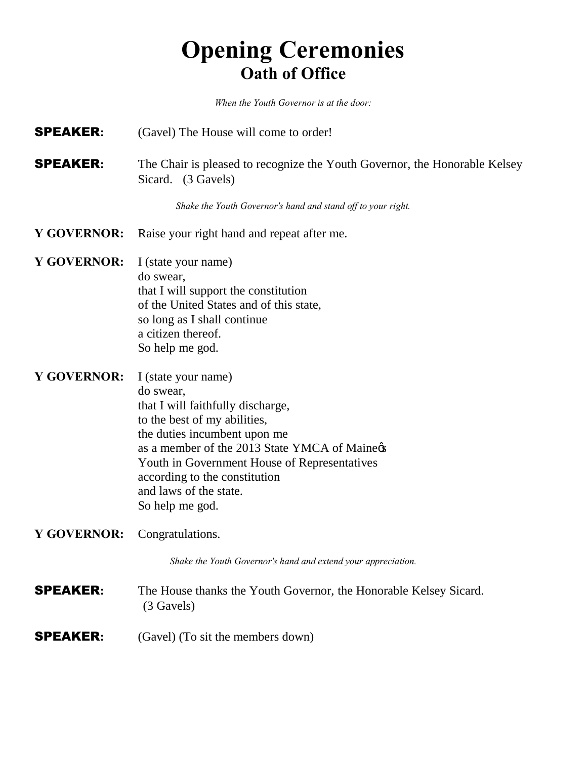# Opening Ceremonies
## Oath of Office

*When the Youth Governor is at the door:*

**SPEAKER:** (Gavel) The House will come to order!

**SPEAKER:** The Chair is pleased to recognize the Youth Governor, the Honorable Kelsey Sicard. (3 Gavels)

*Shake the Youth Governor's hand and stand off to your right.*

**Y GOVERNOR:** Raise your right hand and repeat after me.

**Y GOVERNOR:** I (state your name)
do swear,
that I will support the constitution
of the United States and of this state,
so long as I shall continue
a citizen thereof.
So help me god.

**Y GOVERNOR:** I (state your name)
do swear,
that I will faithfully discharge,
to the best of my abilities,
the duties incumbent upon me
as a member of the 2013 State YMCA of Maineǿs
Youth in Government House of Representatives
according to the constitution
and laws of the state.
So help me god.

**Y GOVERNOR:** Congratulations.

*Shake the Youth Governor's hand and extend your appreciation.*

**SPEAKER:** The House thanks the Youth Governor, the Honorable Kelsey Sicard. (3 Gavels)

**SPEAKER:** (Gavel) (To sit the members down)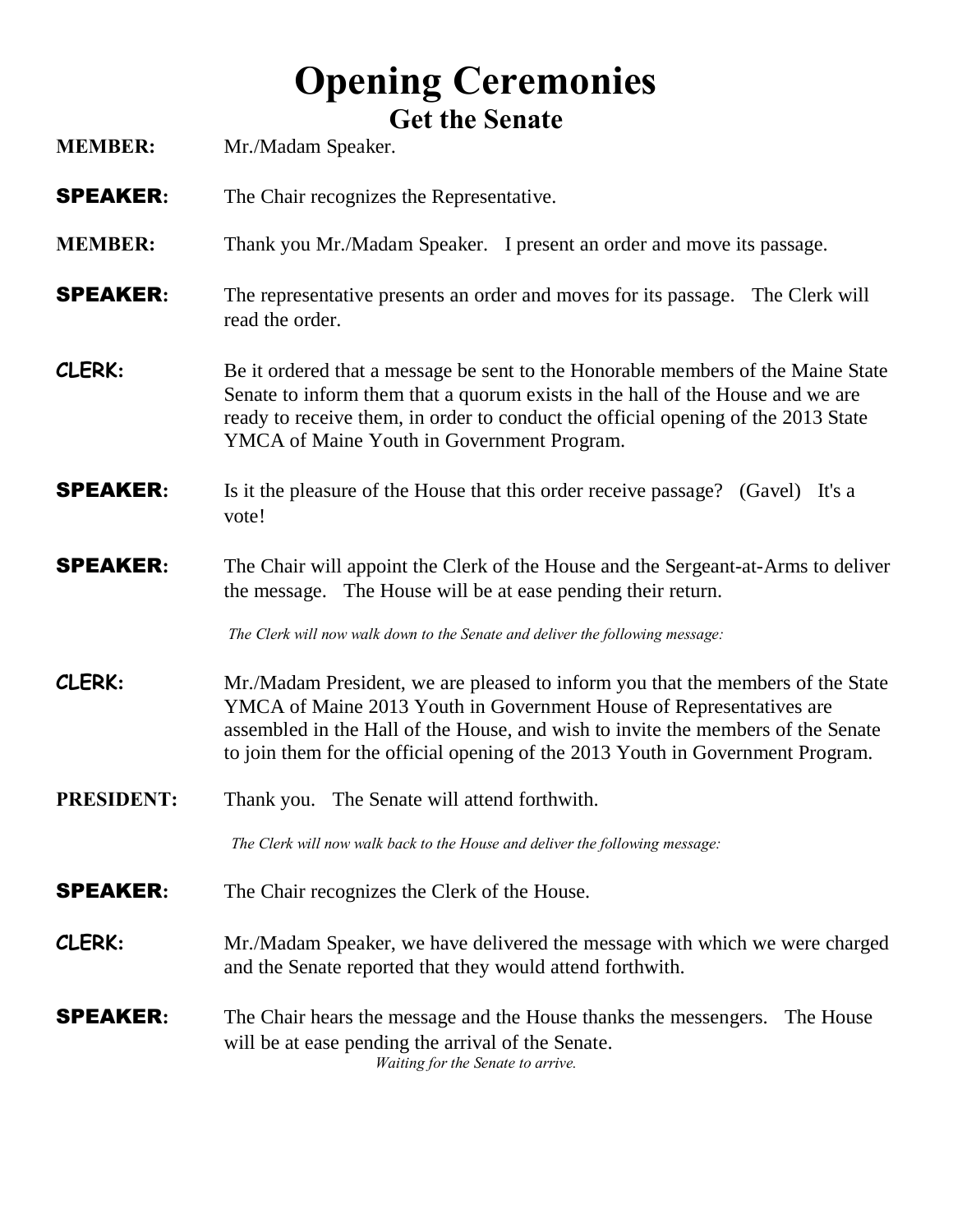# Opening Ceremonies

## Get the Senate

**MEMBER:** Mr./Madam Speaker.

**SPEAKER:** The Chair recognizes the Representative.

**MEMBER:** Thank you Mr./Madam Speaker. I present an order and move its passage.

**SPEAKER:** The representative presents an order and moves for its passage. The Clerk will read the order.

**CLERK:** Be it ordered that a message be sent to the Honorable members of the Maine State Senate to inform them that a quorum exists in the hall of the House and we are ready to receive them, in order to conduct the official opening of the 2013 State YMCA of Maine Youth in Government Program.

**SPEAKER:** Is it the pleasure of the House that this order receive passage? (Gavel) It's a vote!

**SPEAKER:** The Chair will appoint the Clerk of the House and the Sergeant-at-Arms to deliver the message. The House will be at ease pending their return.

*The Clerk will now walk down to the Senate and deliver the following message:*

**CLERK:** Mr./Madam President, we are pleased to inform you that the members of the State YMCA of Maine 2013 Youth in Government House of Representatives are assembled in the Hall of the House, and wish to invite the members of the Senate to join them for the official opening of the 2013 Youth in Government Program.

**PRESIDENT:** Thank you. The Senate will attend forthwith.

*The Clerk will now walk back to the House and deliver the following message:*

**SPEAKER:** The Chair recognizes the Clerk of the House.

**CLERK:** Mr./Madam Speaker, we have delivered the message with which we were charged and the Senate reported that they would attend forthwith.

**SPEAKER:** The Chair hears the message and the House thanks the messengers. The House will be at ease pending the arrival of the Senate.

*Waiting for the Senate to arrive.*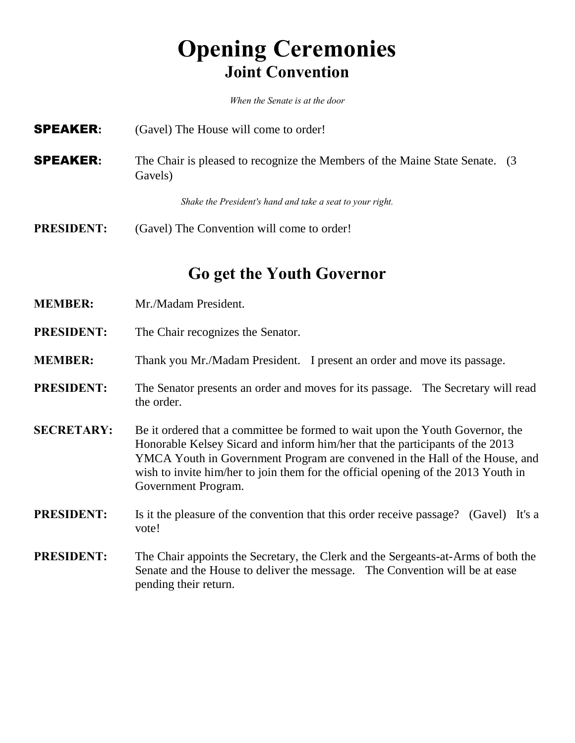# Opening Ceremonies
## Joint Convention

*When the Senate is at the door*

**SPEAKER:** (Gavel) The House will come to order!

**SPEAKER:** The Chair is pleased to recognize the Members of the Maine State Senate. (3 Gavels)

*Shake the President's hand and take a seat to your right.*

**PRESIDENT:** (Gavel) The Convention will come to order!

## Go get the Youth Governor

**MEMBER:** Mr./Madam President.

**PRESIDENT:** The Chair recognizes the Senator.

**MEMBER:** Thank you Mr./Madam President. I present an order and move its passage.

**PRESIDENT:** The Senator presents an order and moves for its passage. The Secretary will read the order.

**SECRETARY:** Be it ordered that a committee be formed to wait upon the Youth Governor, the Honorable Kelsey Sicard and inform him/her that the participants of the 2013 YMCA Youth in Government Program are convened in the Hall of the House, and wish to invite him/her to join them for the official opening of the 2013 Youth in Government Program.

**PRESIDENT:** Is it the pleasure of the convention that this order receive passage? (Gavel) It's a vote!

**PRESIDENT:** The Chair appoints the Secretary, the Clerk and the Sergeants-at-Arms of both the Senate and the House to deliver the message. The Convention will be at ease pending their return.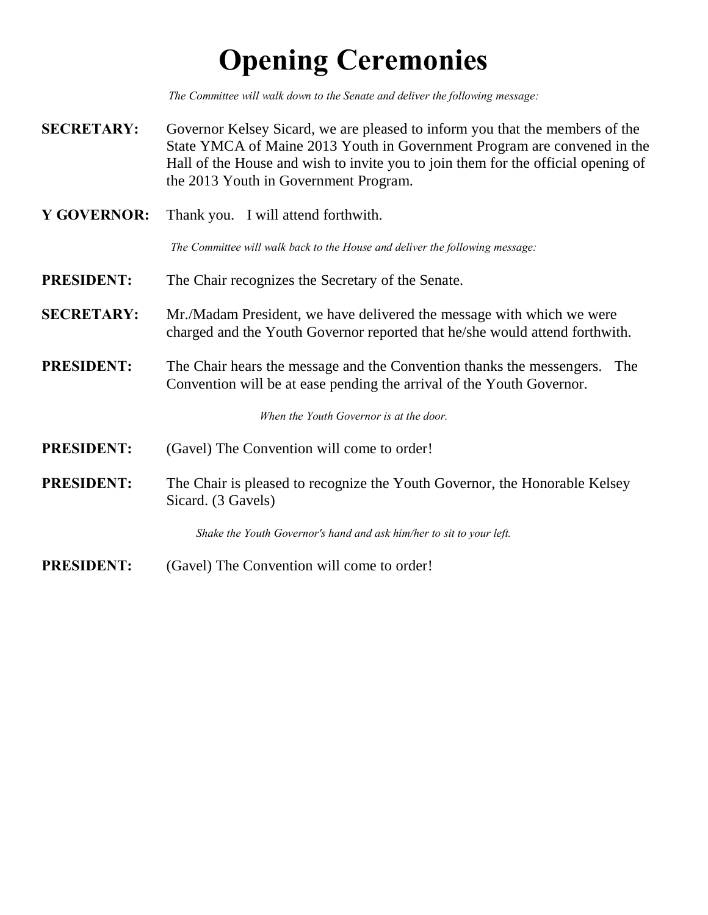# Opening Ceremonies

*The Committee will walk down to the Senate and deliver the following message:*

**SECRETARY:** Governor Kelsey Sicard, we are pleased to inform you that the members of the State YMCA of Maine 2013 Youth in Government Program are convened in the Hall of the House and wish to invite you to join them for the official opening of the 2013 Youth in Government Program.

**Y GOVERNOR:** Thank you. I will attend forthwith.

*The Committee will walk back to the House and deliver the following message:*

**PRESIDENT:** The Chair recognizes the Secretary of the Senate.

**SECRETARY:** Mr./Madam President, we have delivered the message with which we were charged and the Youth Governor reported that he/she would attend forthwith.

**PRESIDENT:** The Chair hears the message and the Convention thanks the messengers. The Convention will be at ease pending the arrival of the Youth Governor.

*When the Youth Governor is at the door.*

**PRESIDENT:** (Gavel) The Convention will come to order!

**PRESIDENT:** The Chair is pleased to recognize the Youth Governor, the Honorable Kelsey Sicard. (3 Gavels)

*Shake the Youth Governor's hand and ask him/her to sit to your left.*

**PRESIDENT:** (Gavel) The Convention will come to order!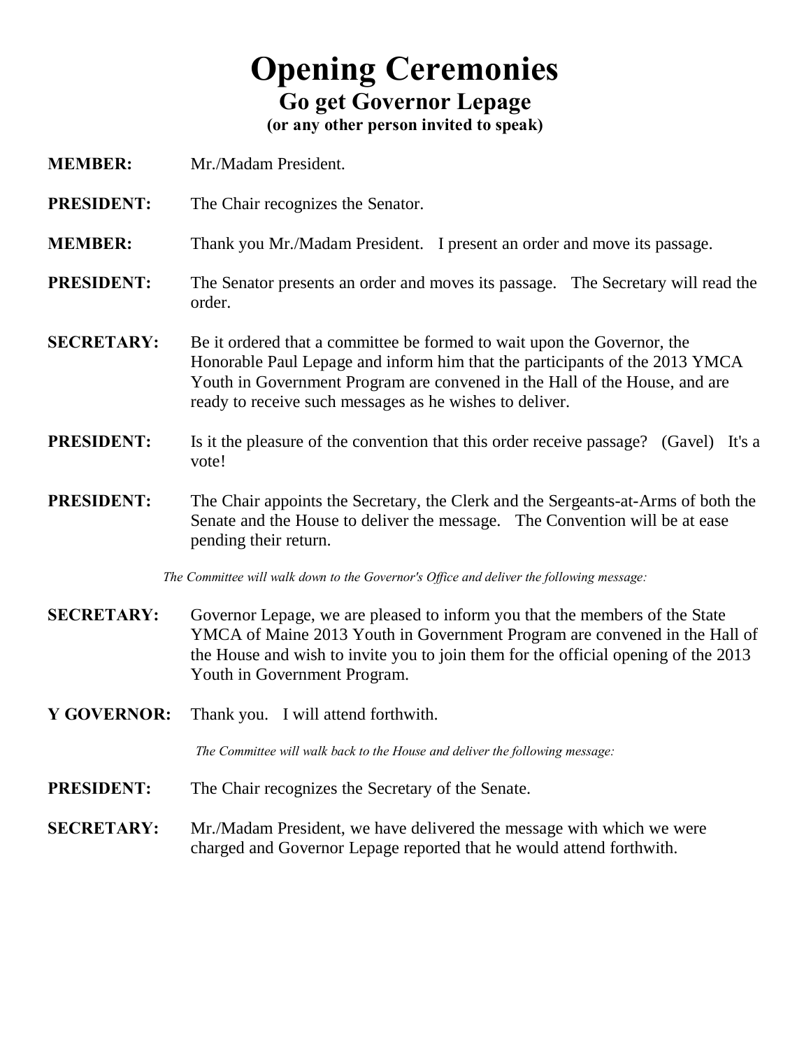# Opening Ceremonies

## Go get Governor Lepage

**(or any other person invited to speak)**

**MEMBER:** Mr./Madam President.

**PRESIDENT:** The Chair recognizes the Senator.

**MEMBER:** Thank you Mr./Madam President. I present an order and move its passage.

**PRESIDENT:** The Senator presents an order and moves its passage. The Secretary will read the order.

**SECRETARY:** Be it ordered that a committee be formed to wait upon the Governor, the Honorable Paul Lepage and inform him that the participants of the 2013 YMCA Youth in Government Program are convened in the Hall of the House, and are ready to receive such messages as he wishes to deliver.

**PRESIDENT:** Is it the pleasure of the convention that this order receive passage? (Gavel) It's a vote!

**PRESIDENT:** The Chair appoints the Secretary, the Clerk and the Sergeants-at-Arms of both the Senate and the House to deliver the message. The Convention will be at ease pending their return.

*The Committee will walk down to the Governor's Office and deliver the following message:*

**SECRETARY:** Governor Lepage, we are pleased to inform you that the members of the State YMCA of Maine 2013 Youth in Government Program are convened in the Hall of the House and wish to invite you to join them for the official opening of the 2013 Youth in Government Program.

**Y GOVERNOR:** Thank you. I will attend forthwith.

*The Committee will walk back to the House and deliver the following message:*

**PRESIDENT:** The Chair recognizes the Secretary of the Senate.

**SECRETARY:** Mr./Madam President, we have delivered the message with which we were charged and Governor Lepage reported that he would attend forthwith.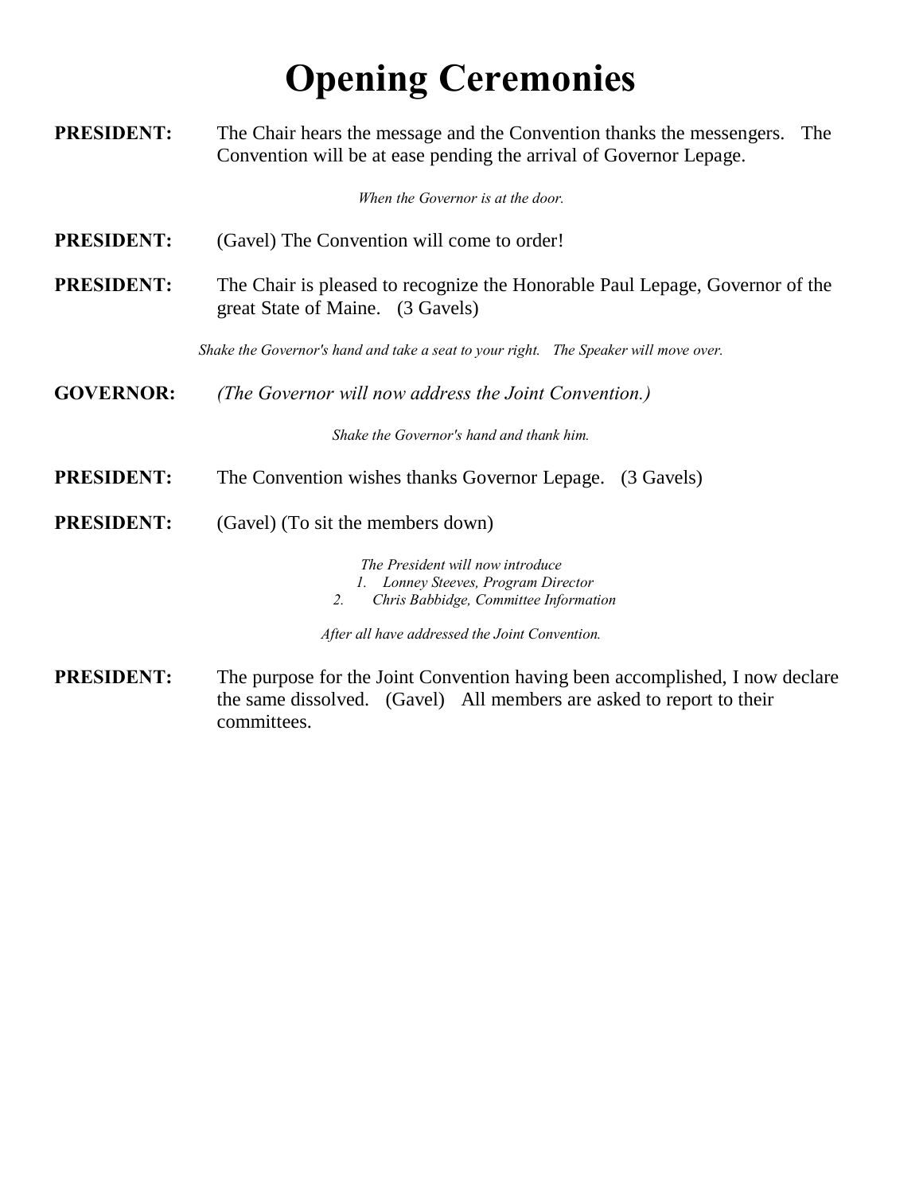# Opening Ceremonies

**PRESIDENT:** The Chair hears the message and the Convention thanks the messengers. The Convention will be at ease pending the arrival of Governor Lepage.

*When the Governor is at the door.*

**PRESIDENT:** (Gavel) The Convention will come to order!

**PRESIDENT:** The Chair is pleased to recognize the Honorable Paul Lepage, Governor of the great State of Maine. (3 Gavels)

*Shake the Governor's hand and take a seat to your right. The Speaker will move over.*

**GOVERNOR:** *(The Governor will now address the Joint Convention.)*

*Shake the Governor's hand and thank him.*

**PRESIDENT:** The Convention wishes thanks Governor Lepage. (3 Gavels)

**PRESIDENT:** (Gavel) (To sit the members down)

*The President will now introduce*

1. *Lonney Steeves, Program Director*
2. *Chris Babbidge, Committee Information*

*After all have addressed the Joint Convention.*

**PRESIDENT:** The purpose for the Joint Convention having been accomplished, I now declare the same dissolved. (Gavel) All members are asked to report to their committees.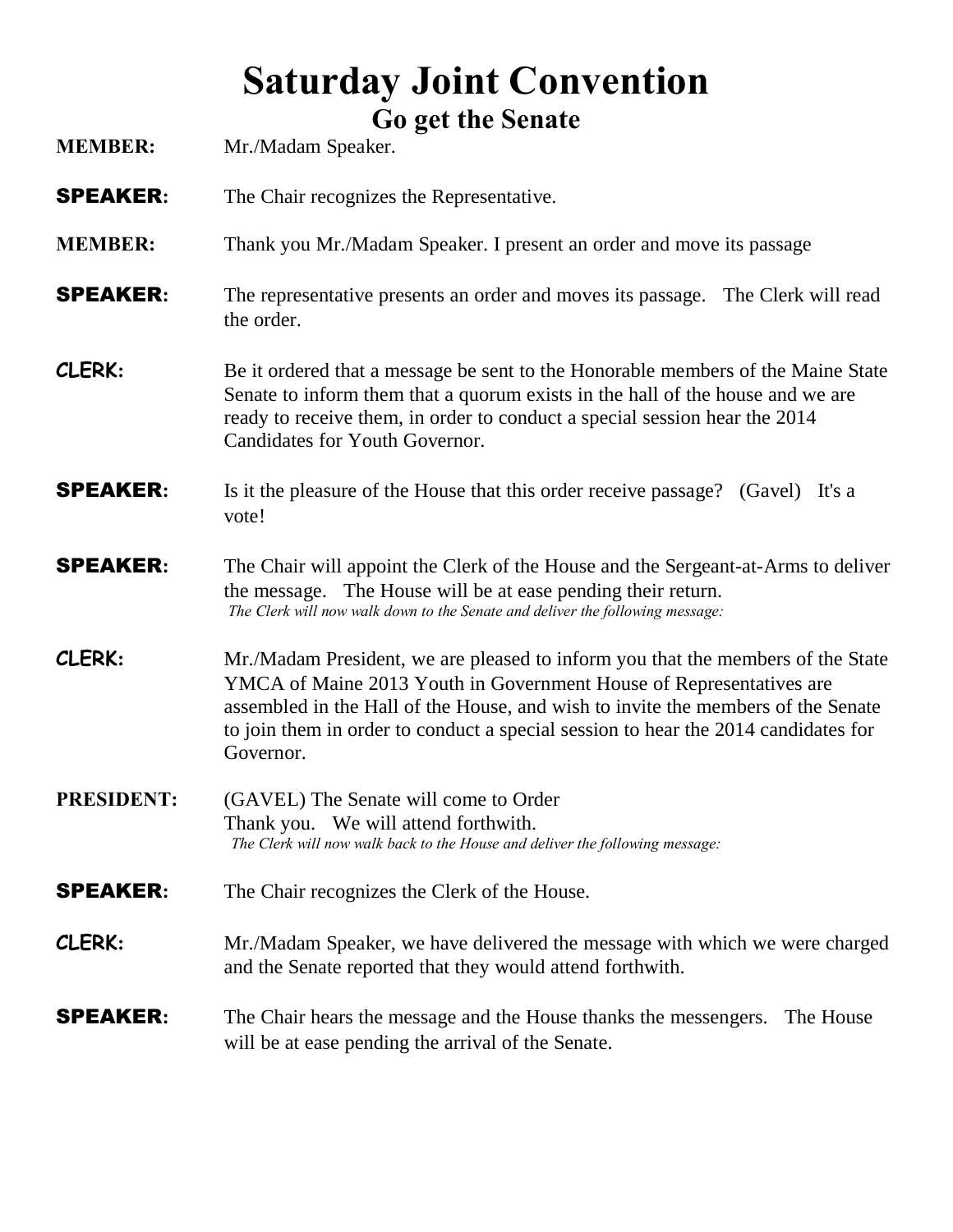# Saturday Joint Convention

## Go get the Senate

**MEMBER:** Mr./Madam Speaker.

**SPEAKER:** The Chair recognizes the Representative.

**MEMBER:** Thank you Mr./Madam Speaker. I present an order and move its passage

**SPEAKER:** The representative presents an order and moves its passage. The Clerk will read the order.

**CLERK:** Be it ordered that a message be sent to the Honorable members of the Maine State Senate to inform them that a quorum exists in the hall of the house and we are ready to receive them, in order to conduct a special session hear the 2014 Candidates for Youth Governor.

**SPEAKER:** Is it the pleasure of the House that this order receive passage? (Gavel) It's a vote!

**SPEAKER:** The Chair will appoint the Clerk of the House and the Sergeant-at-Arms to deliver the message. The House will be at ease pending their return.
*The Clerk will now walk down to the Senate and deliver the following message:*

**CLERK:** Mr./Madam President, we are pleased to inform you that the members of the State YMCA of Maine 2013 Youth in Government House of Representatives are assembled in the Hall of the House, and wish to invite the members of the Senate to join them in order to conduct a special session to hear the 2014 candidates for Governor.

**PRESIDENT:** (GAVEL) The Senate will come to Order
Thank you. We will attend forthwith.
*The Clerk will now walk back to the House and deliver the following message:*

**SPEAKER:** The Chair recognizes the Clerk of the House.

**CLERK:** Mr./Madam Speaker, we have delivered the message with which we were charged and the Senate reported that they would attend forthwith.

**SPEAKER:** The Chair hears the message and the House thanks the messengers. The House will be at ease pending the arrival of the Senate.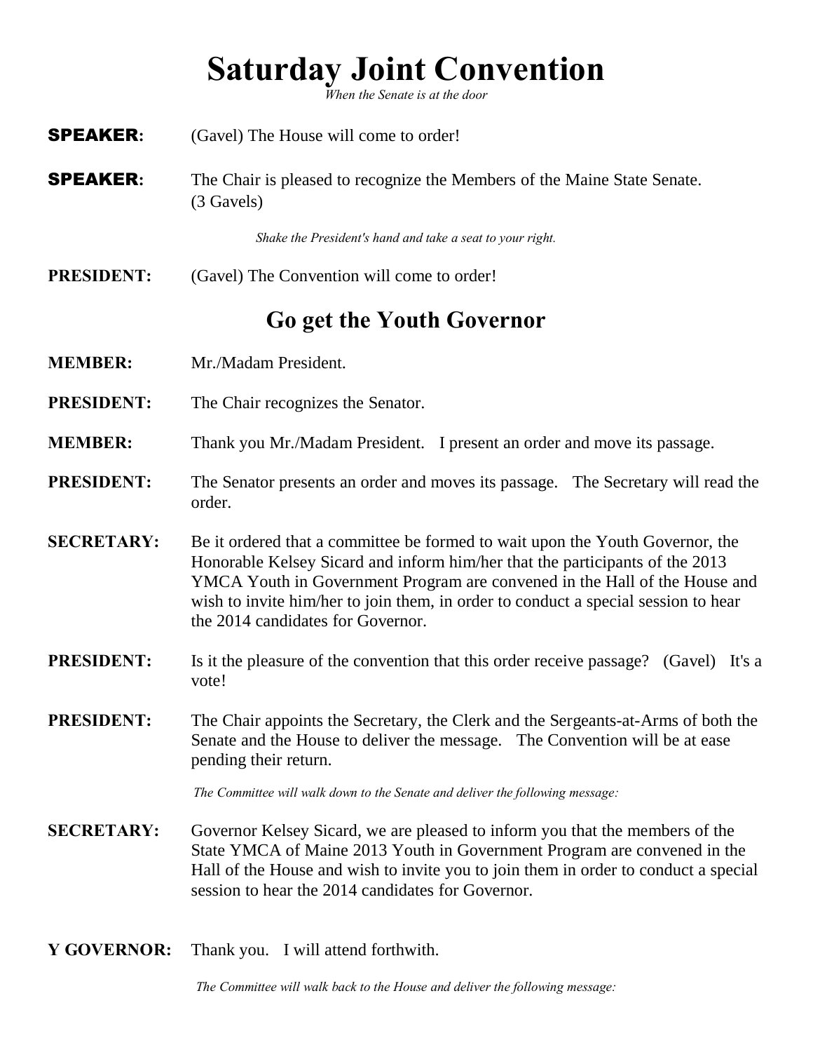# Saturday Joint Convention

*When the Senate is at the door*

**SPEAKER:** (Gavel) The House will come to order!

**SPEAKER:** The Chair is pleased to recognize the Members of the Maine State Senate. (3 Gavels)

*Shake the President's hand and take a seat to your right.*

**PRESIDENT:** (Gavel) The Convention will come to order!

## Go get the Youth Governor

**MEMBER:** Mr./Madam President.

**PRESIDENT:** The Chair recognizes the Senator.

**MEMBER:** Thank you Mr./Madam President. I present an order and move its passage.

**PRESIDENT:** The Senator presents an order and moves its passage. The Secretary will read the order.

**SECRETARY:** Be it ordered that a committee be formed to wait upon the Youth Governor, the Honorable Kelsey Sicard and inform him/her that the participants of the 2013 YMCA Youth in Government Program are convened in the Hall of the House and wish to invite him/her to join them, in order to conduct a special session to hear the 2014 candidates for Governor.

**PRESIDENT:** Is it the pleasure of the convention that this order receive passage? (Gavel) It's a vote!

**PRESIDENT:** The Chair appoints the Secretary, the Clerk and the Sergeants-at-Arms of both the Senate and the House to deliver the message. The Convention will be at ease pending their return.

*The Committee will walk down to the Senate and deliver the following message:*

**SECRETARY:** Governor Kelsey Sicard, we are pleased to inform you that the members of the State YMCA of Maine 2013 Youth in Government Program are convened in the Hall of the House and wish to invite you to join them in order to conduct a special session to hear the 2014 candidates for Governor.

**Y GOVERNOR:** Thank you. I will attend forthwith.

*The Committee will walk back to the House and deliver the following message:*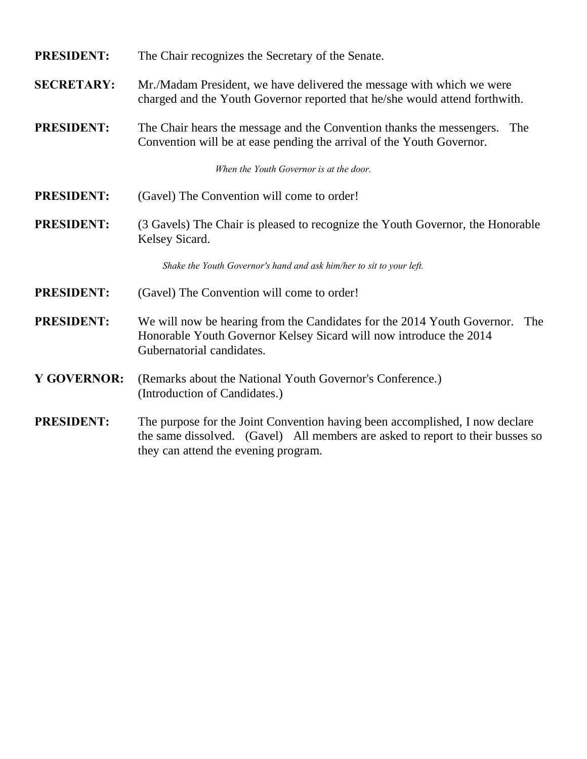**PRESIDENT:** The Chair recognizes the Secretary of the Senate.

**SECRETARY:** Mr./Madam President, we have delivered the message with which we were charged and the Youth Governor reported that he/she would attend forthwith.

**PRESIDENT:** The Chair hears the message and the Convention thanks the messengers. The Convention will be at ease pending the arrival of the Youth Governor.

*When the Youth Governor is at the door.*

**PRESIDENT:** (Gavel) The Convention will come to order!

**PRESIDENT:** (3 Gavels) The Chair is pleased to recognize the Youth Governor, the Honorable Kelsey Sicard.

*Shake the Youth Governor's hand and ask him/her to sit to your left.*

**PRESIDENT:** (Gavel) The Convention will come to order!

**PRESIDENT:** We will now be hearing from the Candidates for the 2014 Youth Governor. The Honorable Youth Governor Kelsey Sicard will now introduce the 2014 Gubernatorial candidates.

**Y GOVERNOR:** (Remarks about the National Youth Governor's Conference.)
(Introduction of Candidates.)

**PRESIDENT:** The purpose for the Joint Convention having been accomplished, I now declare the same dissolved. (Gavel) All members are asked to report to their busses so they can attend the evening program.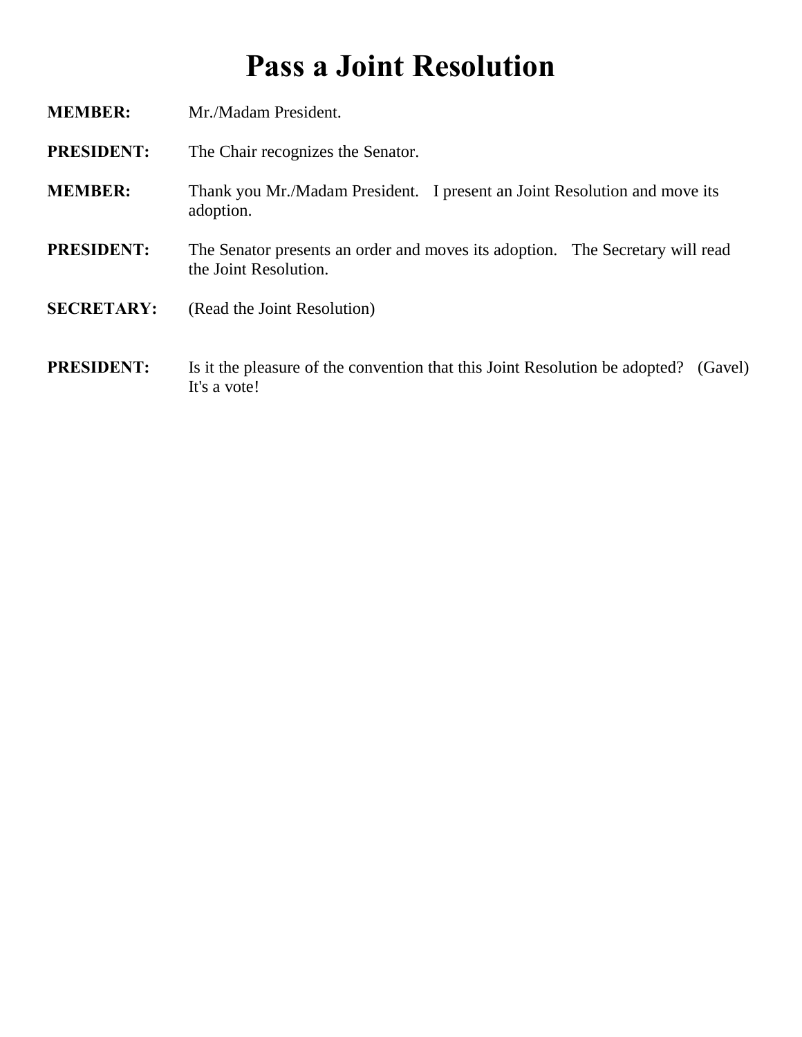# Pass a Joint Resolution

**MEMBER:** Mr./Madam President.

**PRESIDENT:** The Chair recognizes the Senator.

**MEMBER:** Thank you Mr./Madam President. I present an Joint Resolution and move its adoption.

**PRESIDENT:** The Senator presents an order and moves its adoption. The Secretary will read the Joint Resolution.

**SECRETARY:** (Read the Joint Resolution)

**PRESIDENT:** Is it the pleasure of the convention that this Joint Resolution be adopted? (Gavel) It's a vote!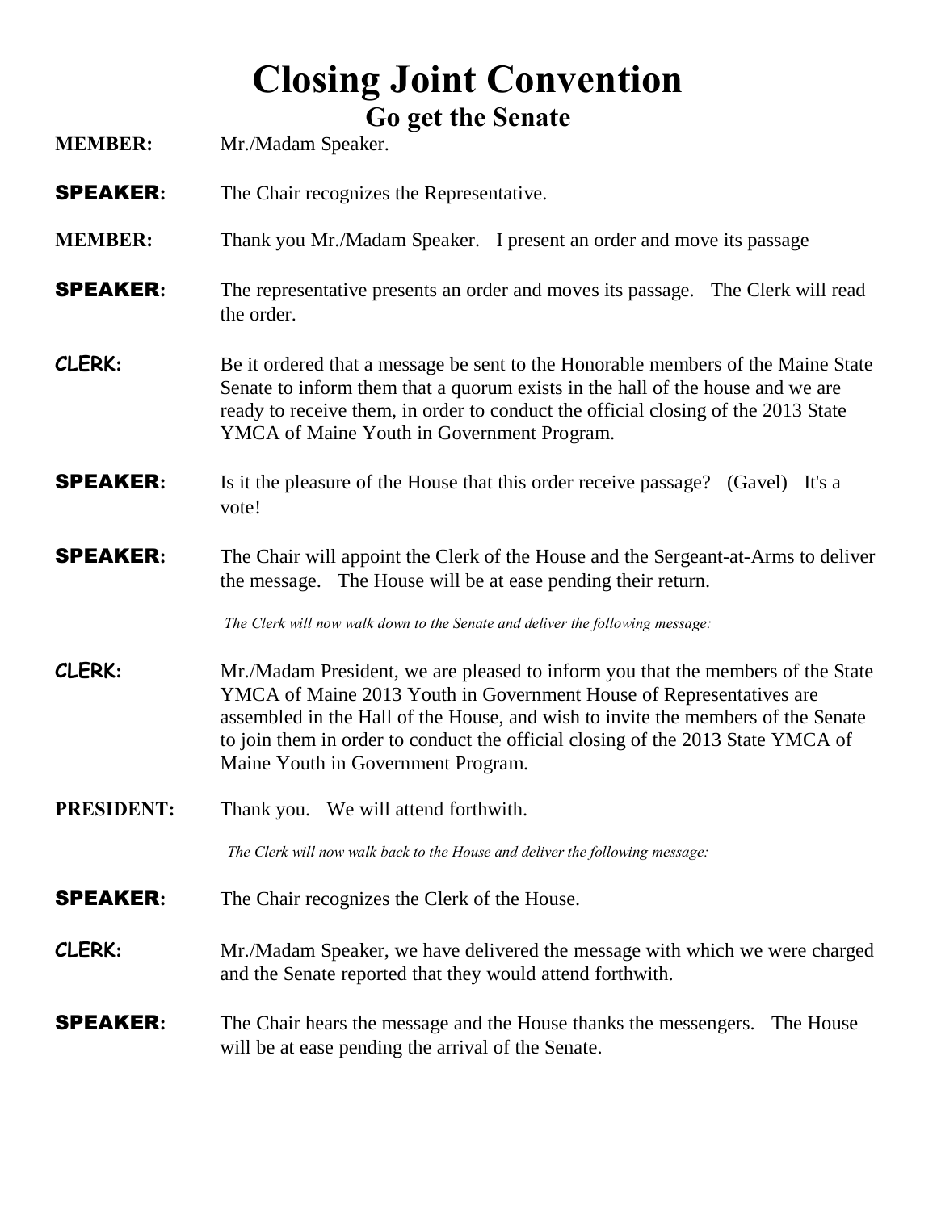# Closing Joint Convention

## Go get the Senate

**MEMBER:** Mr./Madam Speaker.

**SPEAKER:** The Chair recognizes the Representative.

**MEMBER:** Thank you Mr./Madam Speaker. I present an order and move its passage

**SPEAKER:** The representative presents an order and moves its passage. The Clerk will read the order.

**CLERK:** Be it ordered that a message be sent to the Honorable members of the Maine State Senate to inform them that a quorum exists in the hall of the house and we are ready to receive them, in order to conduct the official closing of the 2013 State YMCA of Maine Youth in Government Program.

**SPEAKER:** Is it the pleasure of the House that this order receive passage? (Gavel) It's a vote!

**SPEAKER:** The Chair will appoint the Clerk of the House and the Sergeant-at-Arms to deliver the message. The House will be at ease pending their return.

*The Clerk will now walk down to the Senate and deliver the following message:*

**CLERK:** Mr./Madam President, we are pleased to inform you that the members of the State YMCA of Maine 2013 Youth in Government House of Representatives are assembled in the Hall of the House, and wish to invite the members of the Senate to join them in order to conduct the official closing of the 2013 State YMCA of Maine Youth in Government Program.

**PRESIDENT:** Thank you. We will attend forthwith.

*The Clerk will now walk back to the House and deliver the following message:*

**SPEAKER:** The Chair recognizes the Clerk of the House.

**CLERK:** Mr./Madam Speaker, we have delivered the message with which we were charged and the Senate reported that they would attend forthwith.

**SPEAKER:** The Chair hears the message and the House thanks the messengers. The House will be at ease pending the arrival of the Senate.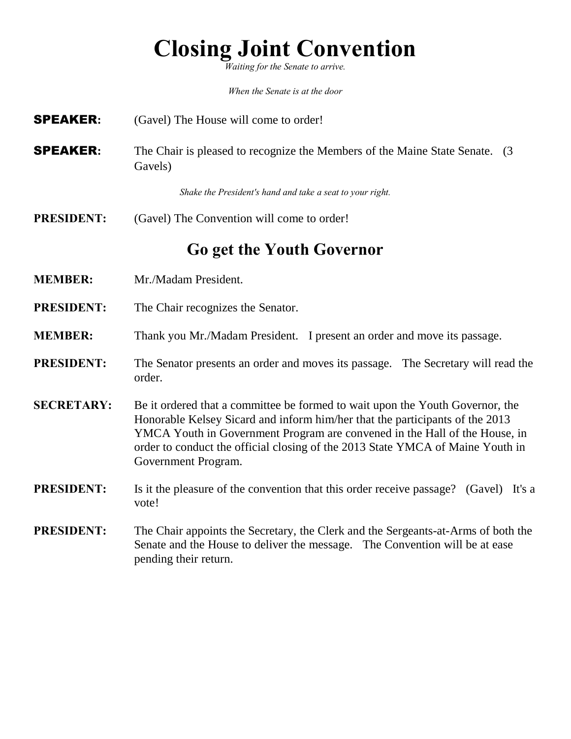# Closing Joint Convention

*Waiting for the Senate to arrive.*

*When the Senate is at the door*

**SPEAKER:** (Gavel) The House will come to order!

**SPEAKER:** The Chair is pleased to recognize the Members of the Maine State Senate. (3 Gavels)

*Shake the President's hand and take a seat to your right.*

**PRESIDENT:** (Gavel) The Convention will come to order!

## Go get the Youth Governor

**MEMBER:** Mr./Madam President.

**PRESIDENT:** The Chair recognizes the Senator.

**MEMBER:** Thank you Mr./Madam President. I present an order and move its passage.

**PRESIDENT:** The Senator presents an order and moves its passage. The Secretary will read the order.

**SECRETARY:** Be it ordered that a committee be formed to wait upon the Youth Governor, the Honorable Kelsey Sicard and inform him/her that the participants of the 2013 YMCA Youth in Government Program are convened in the Hall of the House, in order to conduct the official closing of the 2013 State YMCA of Maine Youth in Government Program.

**PRESIDENT:** Is it the pleasure of the convention that this order receive passage? (Gavel) It's a vote!

**PRESIDENT:** The Chair appoints the Secretary, the Clerk and the Sergeants-at-Arms of both the Senate and the House to deliver the message. The Convention will be at ease pending their return.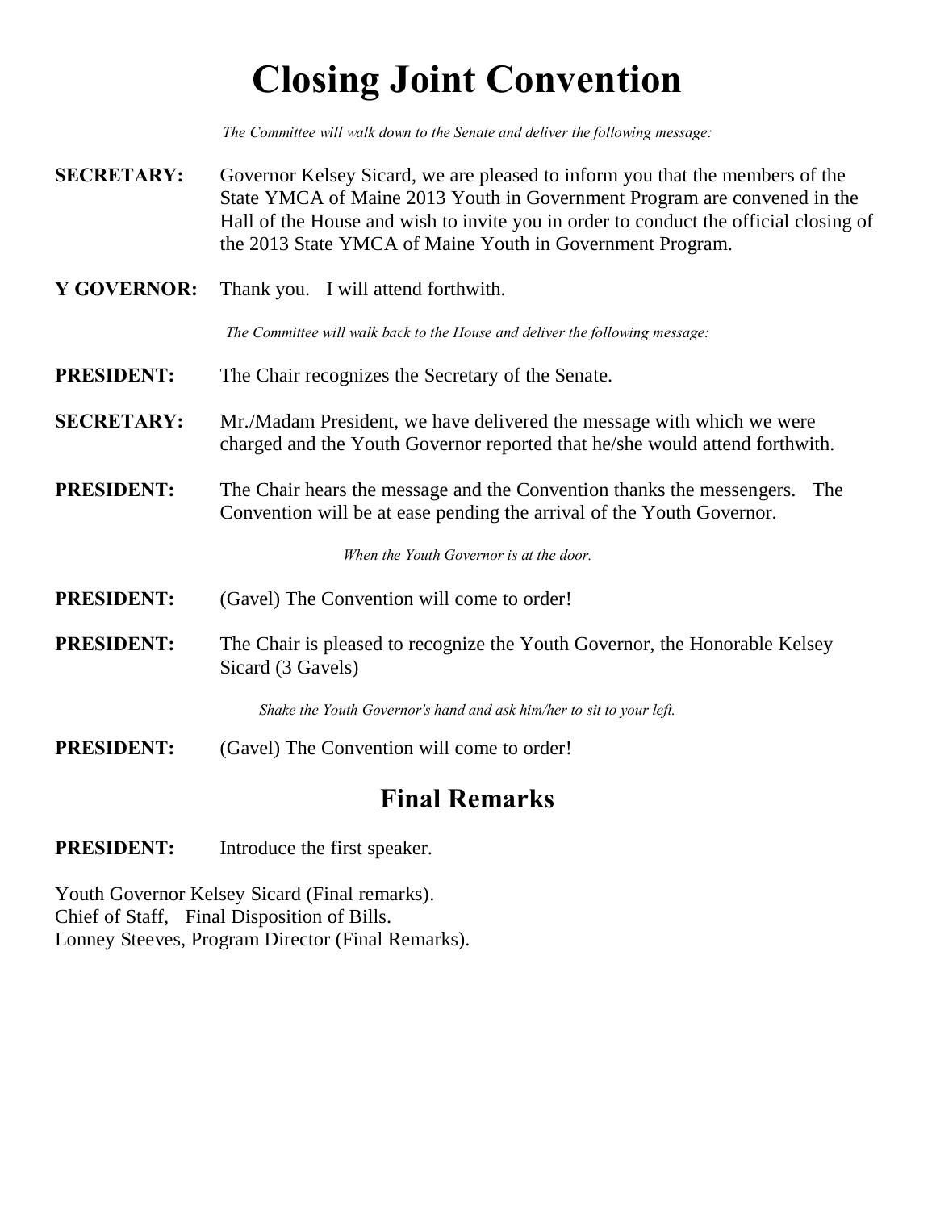# Closing Joint Convention

*The Committee will walk down to the Senate and deliver the following message:*

**SECRETARY:** Governor Kelsey Sicard, we are pleased to inform you that the members of the State YMCA of Maine 2013 Youth in Government Program are convened in the Hall of the House and wish to invite you in order to conduct the official closing of the 2013 State YMCA of Maine Youth in Government Program.

**Y GOVERNOR:** Thank you. I will attend forthwith.

*The Committee will walk back to the House and deliver the following message:*

**PRESIDENT:** The Chair recognizes the Secretary of the Senate.

**SECRETARY:** Mr./Madam President, we have delivered the message with which we were charged and the Youth Governor reported that he/she would attend forthwith.

**PRESIDENT:** The Chair hears the message and the Convention thanks the messengers. The Convention will be at ease pending the arrival of the Youth Governor.

*When the Youth Governor is at the door.*

**PRESIDENT:** (Gavel) The Convention will come to order!

**PRESIDENT:** The Chair is pleased to recognize the Youth Governor, the Honorable Kelsey Sicard (3 Gavels)

*Shake the Youth Governor's hand and ask him/her to sit to your left.*

**PRESIDENT:** (Gavel) The Convention will come to order!

## Final Remarks

**PRESIDENT:** Introduce the first speaker.

Youth Governor Kelsey Sicard (Final remarks).
Chief of Staff, Final Disposition of Bills.
Lonney Steeves, Program Director (Final Remarks).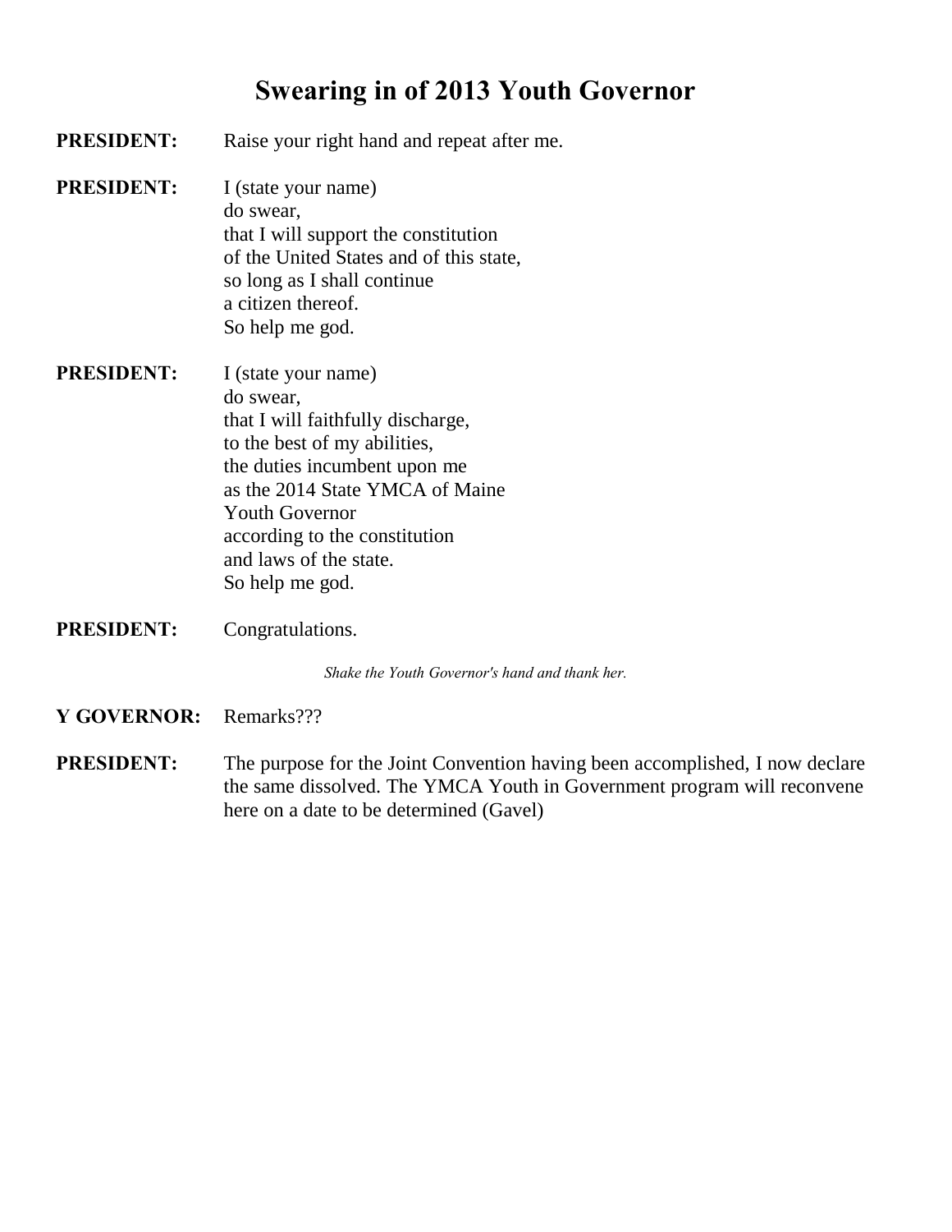# Swearing in of 2013 Youth Governor

**PRESIDENT:** Raise your right hand and repeat after me.

**PRESIDENT:** I (state your name)
do swear,
that I will support the constitution
of the United States and of this state,
so long as I shall continue
a citizen thereof.
So help me god.

**PRESIDENT:** I (state your name)
do swear,
that I will faithfully discharge,
to the best of my abilities,
the duties incumbent upon me
as the 2014 State YMCA of Maine
Youth Governor
according to the constitution
and laws of the state.
So help me god.

**PRESIDENT:** Congratulations.

*Shake the Youth Governor's hand and thank her.*

**Y GOVERNOR:** Remarks???

**PRESIDENT:** The purpose for the Joint Convention having been accomplished, I now declare the same dissolved. The YMCA Youth in Government program will reconvene here on a date to be determined (Gavel)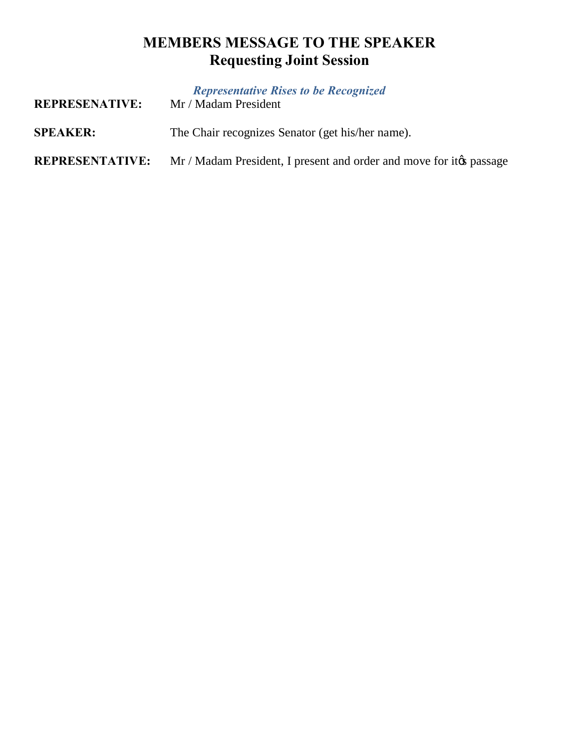# MEMBERS MESSAGE TO THE SPEAKER
## Requesting Joint Session

*Representative Rises to be Recognized*

**REPRESENATIVE:** Mr / Madam President

**SPEAKER:** The Chair recognizes Senator (get his/her name).

**REPRESENTATIVE:** Mr / Madam President, I present and order and move for itǿs passage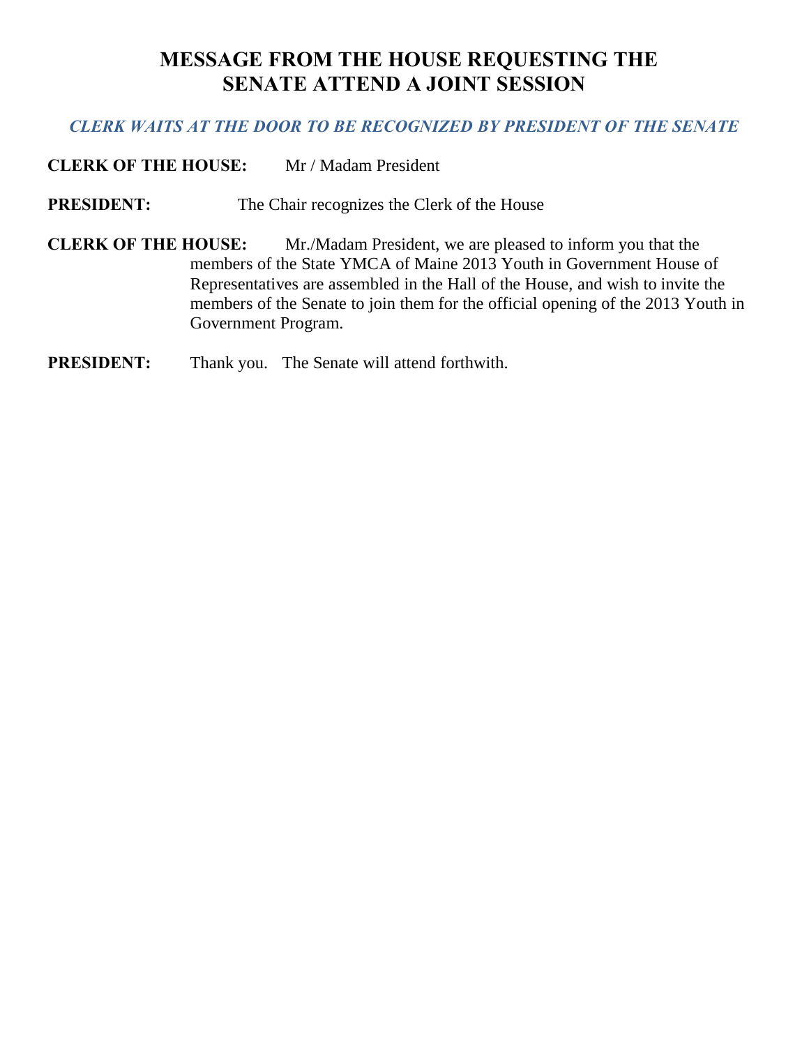# MESSAGE FROM THE HOUSE REQUESTING THE SENATE ATTEND A JOINT SESSION

***CLERK WAITS AT THE DOOR TO BE RECOGNIZED BY PRESIDENT OF THE SENATE***

**CLERK OF THE HOUSE:** Mr / Madam President

**PRESIDENT:** The Chair recognizes the Clerk of the House

**CLERK OF THE HOUSE:** Mr./Madam President, we are pleased to inform you that the members of the State YMCA of Maine 2013 Youth in Government House of Representatives are assembled in the Hall of the House, and wish to invite the members of the Senate to join them for the official opening of the 2013 Youth in Government Program.

**PRESIDENT:** Thank you. The Senate will attend forthwith.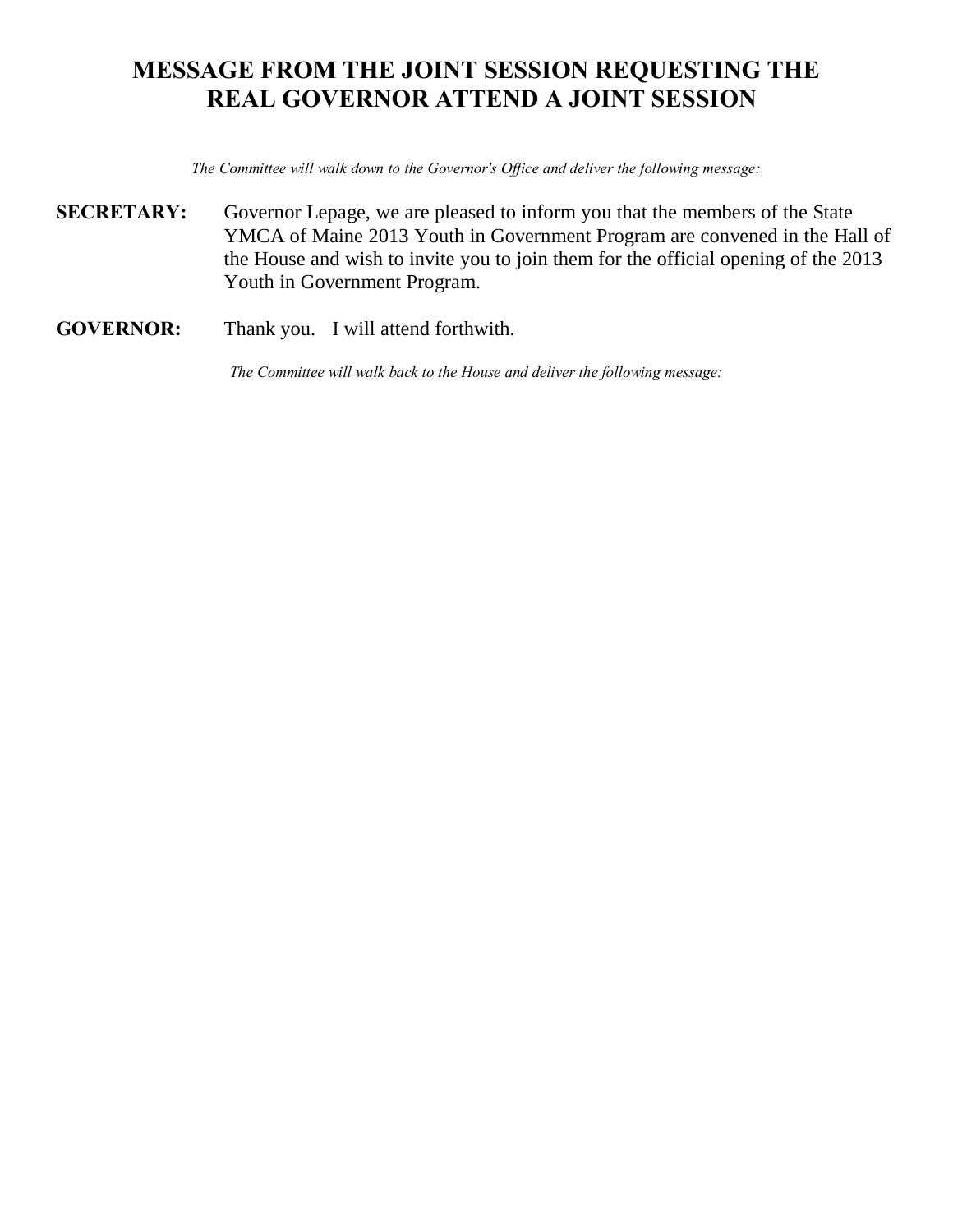# MESSAGE FROM THE JOINT SESSION REQUESTING THE REAL GOVERNOR ATTEND A JOINT SESSION

*The Committee will walk down to the Governor's Office and deliver the following message:*

**SECRETARY:** Governor Lepage, we are pleased to inform you that the members of the State YMCA of Maine 2013 Youth in Government Program are convened in the Hall of the House and wish to invite you to join them for the official opening of the 2013 Youth in Government Program.

**GOVERNOR:** Thank you. I will attend forthwith.

*The Committee will walk back to the House and deliver the following message:*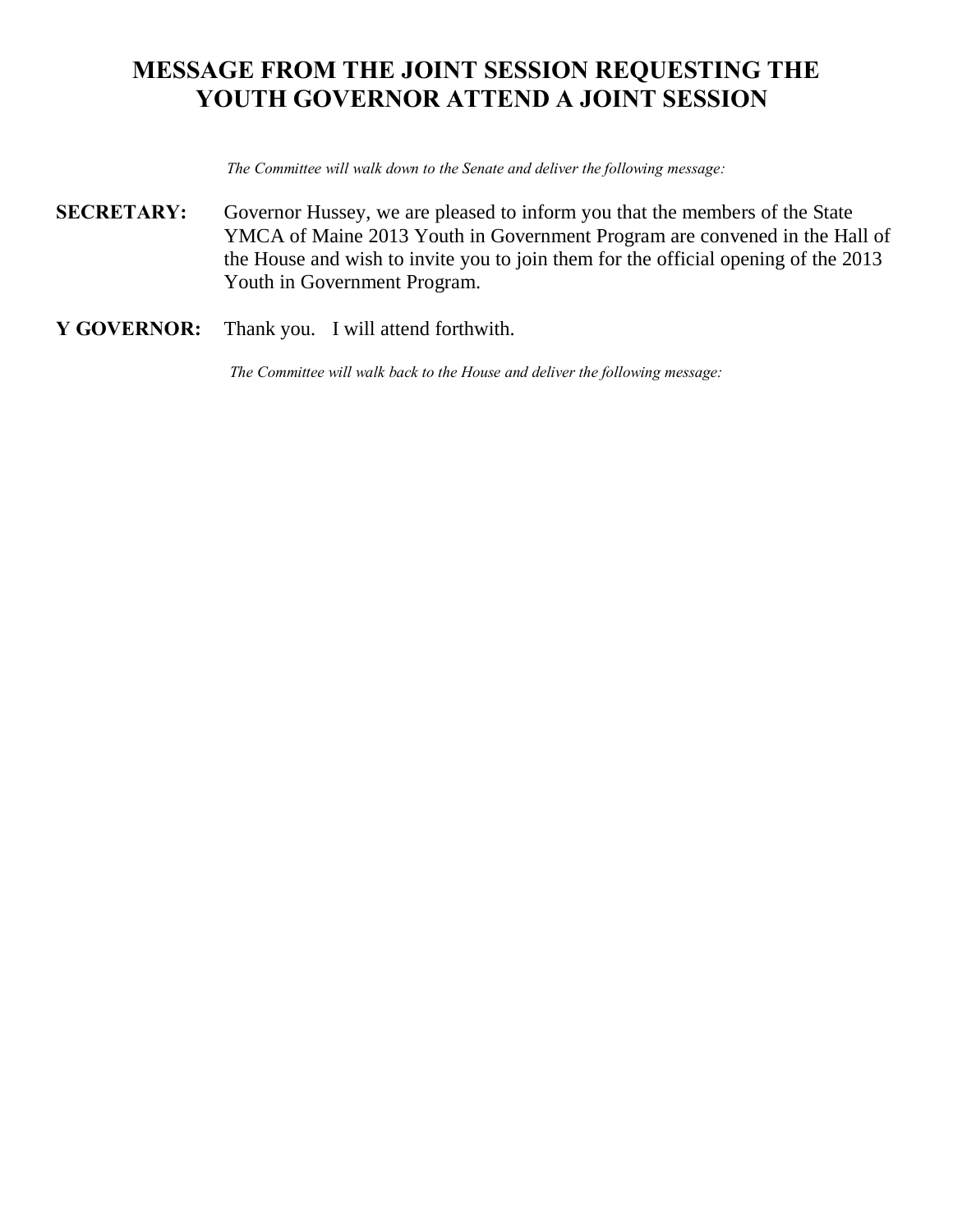# MESSAGE FROM THE JOINT SESSION REQUESTING THE YOUTH GOVERNOR ATTEND A JOINT SESSION

*The Committee will walk down to the Senate and deliver the following message:*

**SECRETARY:** Governor Hussey, we are pleased to inform you that the members of the State YMCA of Maine 2013 Youth in Government Program are convened in the Hall of the House and wish to invite you to join them for the official opening of the 2013 Youth in Government Program.

**Y GOVERNOR:** Thank you. I will attend forthwith.

*The Committee will walk back to the House and deliver the following message:*